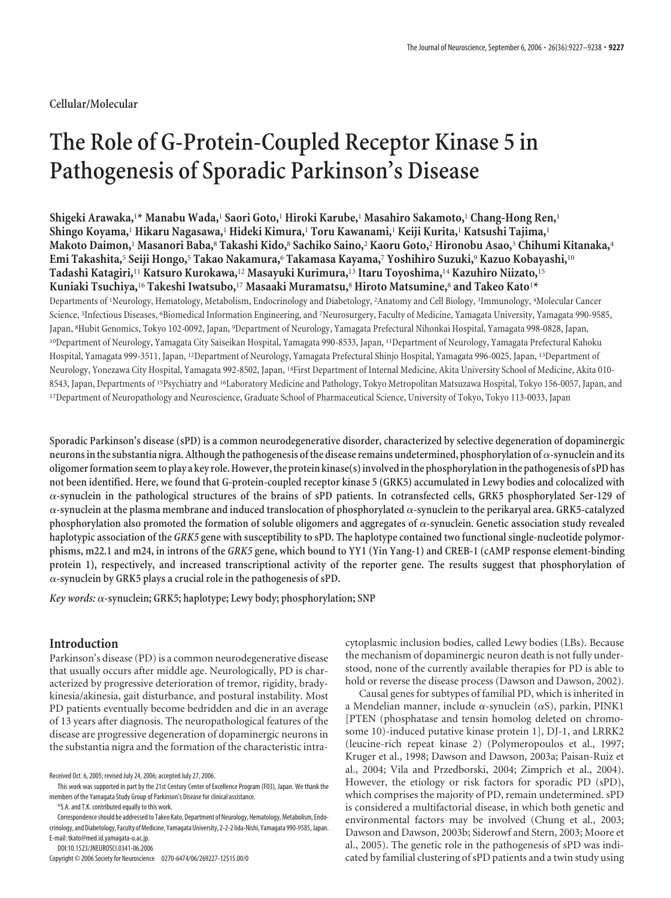Cellular/Molecular

# The Role of G-Protein-Coupled Receptor Kinase 5 in Pathogenesis of Sporadic Parkinson's Disease

**Shigeki Arawaka,[1]* Manabu Wada,[1] Saori Goto,[1] Hiroki Karube,[1] Masahiro Sakamoto,[1] Chang-Hong Ren,[1] Shingo Koyama,[1] Hikaru Nagasawa,[1] Hideki Kimura,[1] Toru Kawanami,[1] Keiji Kurita,[1] Katsushi Tajima,[1] Makoto Daimon,[1] Masanori Baba,[8] Takashi Kido,[8] Sachiko Saino,[2] Kaoru Goto,[2] Hironobu Asao,[3] Chihumi Kitanaka,[4] Emi Takashita,[5] Seiji Hongo,[5] Takao Nakamura,[6] Takamasa Kayama,[7] Yoshihiro Suzuki,[9] Kazuo Kobayashi,[10] Tadashi Katagiri,[11] Katsuro Kurokawa,[12] Masayuki Kurimura,[13] Itaru Toyoshima,[14] Kazuhiro Niizato,[15] Kuniaki Tsuchiya,[16] Takeshi Iwatsubo,[17] Masaaki Muramatsu,[8] Hiroto Matsumine,[8] and Takeo Kato[1]***

Departments of [1]Neurology, Hematology, Metabolism, Endocrinology and Diabetology, [2]Anatomy and Cell Biology, [3]Immunology, [4]Molecular Cancer Science, [5]Infectious Diseases, [6]Biomedical Information Engineering, and [7]Neurosurgery, Faculty of Medicine, Yamagata University, Yamagata 990-9585, Japan, [8]Hubit Genomics, Tokyo 102-0092, Japan, [9]Department of Neurology, Yamagata Prefectural Nihonkai Hospital, Yamagata 998-0828, Japan, [10]Department of Neurology, Yamagata City Saiseikan Hospital, Yamagata 990-8533, Japan, [11]Department of Neurology, Yamagata Prefectural Kahoku Hospital, Yamagata 999-3511, Japan, [12]Department of Neurology, Yamagata Prefectural Shinjo Hospital, Yamagata 996-0025, Japan, [13]Department of Neurology, Yonezawa City Hospital, Yamagata 992-8502, Japan, [14]First Department of Internal Medicine, Akita University School of Medicine, Akita 010-8543, Japan, Departments of [15]Psychiatry and [16]Laboratory Medicine and Pathology, Tokyo Metropolitan Matsuzawa Hospital, Tokyo 156-0057, Japan, and [17]Department of Neuropathology and Neuroscience, Graduate School of Pharmaceutical Science, University of Tokyo, Tokyo 113-0033, Japan

**Sporadic Parkinson's disease (sPD) is a common neurodegenerative disorder, characterized by selective degeneration of dopaminergic neurons in the substantia nigra. Although the pathogenesis of the disease remains undetermined, phosphorylation of α-synuclein and its oligomer formation seem to play a key role. However, the protein kinase(s) involved in the phosphorylation in the pathogenesis of sPD has not been identified. Here, we found that G-protein-coupled receptor kinase 5 (GRK5) accumulated in Lewy bodies and colocalized with α-synuclein in the pathological structures of the brains of sPD patients. In cotransfected cells, GRK5 phosphorylated Ser-129 of α-synuclein at the plasma membrane and induced translocation of phosphorylated α-synuclein to the perikaryal area. GRK5-catalyzed phosphorylation also promoted the formation of soluble oligomers and aggregates of α-synuclein. Genetic association study revealed haplotypic association of the *GRK5* gene with susceptibility to sPD. The haplotype contained two functional single-nucleotide polymorphisms, m22.1 and m24, in introns of the *GRK5* gene, which bound to YY1 (Yin Yang-1) and CREB-1 (cAMP response element-binding protein 1), respectively, and increased transcriptional activity of the reporter gene. The results suggest that phosphorylation of α-synuclein by GRK5 plays a crucial role in the pathogenesis of sPD.**

*Key words:* **α-synuclein; GRK5; haplotype; Lewy body; phosphorylation; SNP**

## Introduction

Parkinson's disease (PD) is a common neurodegenerative disease that usually occurs after middle age. Neurologically, PD is characterized by progressive deterioration of tremor, rigidity, bradykinesia/akinesia, gait disturbance, and postural instability. Most PD patients eventually become bedridden and die in an average of 13 years after diagnosis. The neuropathological features of the disease are progressive degeneration of dopaminergic neurons in the substantia nigra and the formation of the characteristic intracytoplasmic inclusion bodies, called Lewy bodies (LBs). Because the mechanism of dopaminergic neuron death is not fully understood, none of the currently available therapies for PD is able to hold or reverse the disease process (Dawson and Dawson, 2002).

Causal genes for subtypes of familial PD, which is inherited in a Mendelian manner, include α-synuclein (αS), parkin, PINK1 [PTEN (phosphatase and tensin homolog deleted on chromosome 10)-induced putative kinase protein 1], DJ-1, and LRRK2 (leucine-rich repeat kinase 2) (Polymeropoulos et al., 1997; Kruger et al., 1998; Dawson and Dawson, 2003a; Paisan-Ruiz et al., 2004; Vila and Przedborski, 2004; Zimprich et al., 2004). However, the etiology or risk factors for sporadic PD (sPD), which comprises the majority of PD, remain undetermined. sPD is considered a multifactorial disease, in which both genetic and environmental factors may be involved (Chung et al., 2003; Dawson and Dawson, 2003b; Siderowf and Stern, 2003; Moore et al., 2005). The genetic role in the pathogenesis of sPD was indicated by familial clustering of sPD patients and a twin study using

Received Oct. 6, 2005; revised July 24, 2006; accepted July 27, 2006.

This work was supported in part by the 21st Century Center of Excellence Program (F03), Japan. We thank the members of the Yamagata Study Group of Parkinson's Disease for clinical assistance.

*S.A. and T.K. contributed equally to this work.

Correspondence should be addressed to Takeo Kato, Department of Neurology, Hematology, Metabolism, Endocrinology, and Diabetology, Faculty of Medicine, Yamagata University, 2-2-2 Iida-Nishi, Yamagata 990-9585, Japan. E-mail: tkato@med.id.yamagata-u.ac.jp.

DOI:10.1523/JNEUROSCI.0341-06.2006

Copyright © 2006 Society for Neuroscience 0270-6474/06/269227-12$15.00/0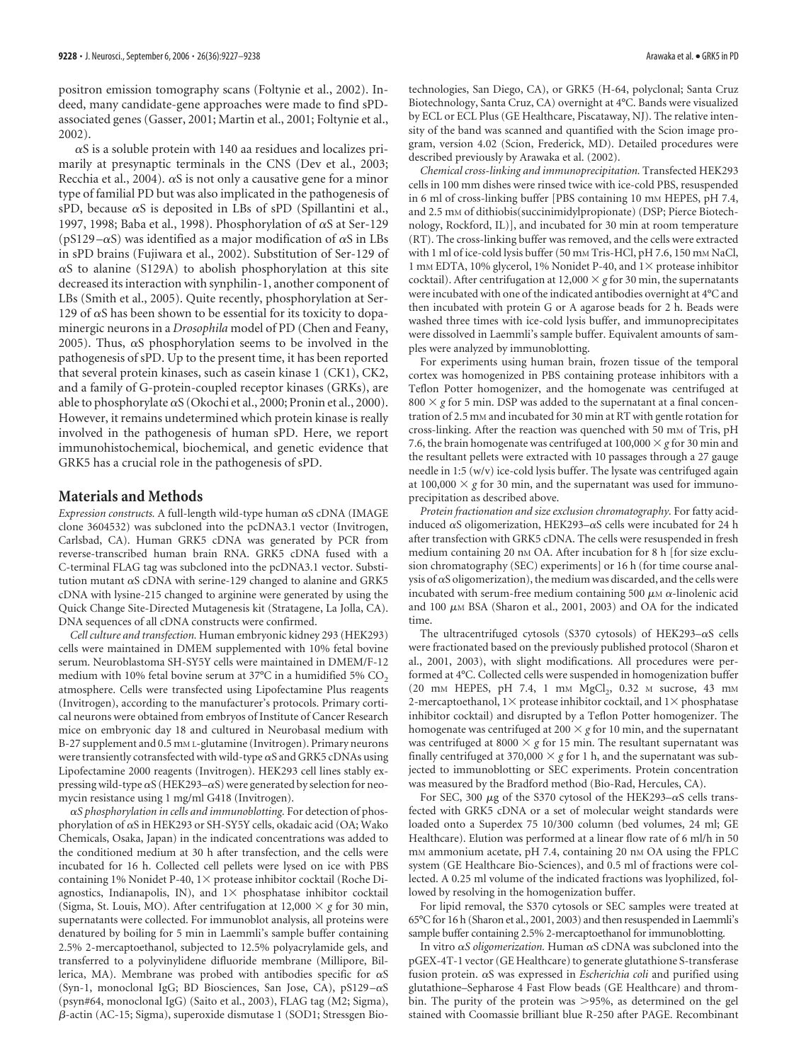positron emission tomography scans (Foltynie et al., 2002). Indeed, many candidate-gene approaches were made to find sPD-associated genes (Gasser, 2001; Martin et al., 2001; Foltynie et al., 2002).

αS is a soluble protein with 140 aa residues and localizes primarily at presynaptic terminals in the CNS (Dev et al., 2003; Recchia et al., 2004). αS is not only a causative gene for a minor type of familial PD but was also implicated in the pathogenesis of sPD, because αS is deposited in LBs of sPD (Spillantini et al., 1997, 1998; Baba et al., 1998). Phosphorylation of αS at Ser-129 (pS129–αS) was identified as a major modification of αS in LBs in sPD brains (Fujiwara et al., 2002). Substitution of Ser-129 of αS to alanine (S129A) to abolish phosphorylation at this site decreased its interaction with synphilin-1, another component of LBs (Smith et al., 2005). Quite recently, phosphorylation at Ser-129 of αS has been shown to be essential for its toxicity to dopaminergic neurons in a *Drosophila* model of PD (Chen and Feany, 2005). Thus, αS phosphorylation seems to be involved in the pathogenesis of sPD. Up to the present time, it has been reported that several protein kinases, such as casein kinase 1 (CK1), CK2, and a family of G-protein-coupled receptor kinases (GRKs), are able to phosphorylate αS (Okochi et al., 2000; Pronin et al., 2000). However, it remains undetermined which protein kinase is really involved in the pathogenesis of human sPD. Here, we report immunohistochemical, biochemical, and genetic evidence that GRK5 has a crucial role in the pathogenesis of sPD.

## Materials and Methods

*Expression constructs.* A full-length wild-type human αS cDNA (IMAGE clone 3604532) was subcloned into the pcDNA3.1 vector (Invitrogen, Carlsbad, CA). Human GRK5 cDNA was generated by PCR from reverse-transcribed human brain RNA. GRK5 cDNA fused with a C-terminal FLAG tag was subcloned into the pcDNA3.1 vector. Substitution mutant αS cDNA with serine-129 changed to alanine and GRK5 cDNA with lysine-215 changed to arginine were generated by using the Quick Change Site-Directed Mutagenesis kit (Stratagene, La Jolla, CA). DNA sequences of all cDNA constructs were confirmed.

*Cell culture and transfection.* Human embryonic kidney 293 (HEK293) cells were maintained in DMEM supplemented with 10% fetal bovine serum. Neuroblastoma SH-SY5Y cells were maintained in DMEM/F-12 medium with 10% fetal bovine serum at 37°C in a humidified 5% $CO_2$ atmosphere. Cells were transfected using Lipofectamine Plus reagents (Invitrogen), according to the manufacturer's protocols. Primary cortical neurons were obtained from embryos of Institute of Cancer Research mice on embryonic day 18 and cultured in Neurobasal medium with B-27 supplement and 0.5 mM L-glutamine (Invitrogen). Primary neurons were transiently cotransfected with wild-type αS and GRK5 cDNAs using Lipofectamine 2000 reagents (Invitrogen). HEK293 cell lines stably expressing wild-type αS (HEK293–αS) were generated by selection for neomycin resistance using 1 mg/ml G418 (Invitrogen).

*αS phosphorylation in cells and immunoblotting.* For detection of phosphorylation of αS in HEK293 or SH-SY5Y cells, okadaic acid (OA; Wako Chemicals, Osaka, Japan) in the indicated concentrations was added to the conditioned medium at 30 h after transfection, and the cells were incubated for 16 h. Collected cell pellets were lysed on ice with PBS containing 1% Nonidet P-40, 1× protease inhibitor cocktail (Roche Diagnostics, Indianapolis, IN), and 1× phosphatase inhibitor cocktail (Sigma, St. Louis, MO). After centrifugation at 12,000 × *g* for 30 min, supernatants were collected. For immunoblot analysis, all proteins were denatured by boiling for 5 min in Laemmli's sample buffer containing 2.5% 2-mercaptoethanol, subjected to 12.5% polyacrylamide gels, and transferred to a polyvinylidene difluoride membrane (Millipore, Billerica, MA). Membrane was probed with antibodies specific for αS (Syn-1, monoclonal IgG; BD Biosciences, San Jose, CA), pS129–αS (psyn#64, monoclonal IgG) (Saito et al., 2003), FLAG tag (M2; Sigma), β-actin (AC-15; Sigma), superoxide dismutase 1 (SOD1; Stressgen Biotechnologies, San Diego, CA), or GRK5 (H-64, polyclonal; Santa Cruz Biotechnology, Santa Cruz, CA) overnight at 4°C. Bands were visualized by ECL or ECL Plus (GE Healthcare, Piscataway, NJ). The relative intensity of the band was scanned and quantified with the Scion image program, version 4.02 (Scion, Frederick, MD). Detailed procedures were described previously by Arawaka et al. (2002).

*Chemical cross-linking and immunoprecipitation.* Transfected HEK293 cells in 100 mm dishes were rinsed twice with ice-cold PBS, resuspended in 6 ml of cross-linking buffer [PBS containing 10 mM HEPES, pH 7.4, and 2.5 mM of dithiobis(succinimidylpropionate) (DSP; Pierce Biotechnology, Rockford, IL)], and incubated for 30 min at room temperature (RT). The cross-linking buffer was removed, and the cells were extracted with 1 ml of ice-cold lysis buffer (50 mM Tris-HCl, pH 7.6, 150 mM NaCl, 1 mM EDTA, 10% glycerol, 1% Nonidet P-40, and 1× protease inhibitor cocktail). After centrifugation at 12,000 × *g* for 30 min, the supernatants were incubated with one of the indicated antibodies overnight at 4°C and then incubated with protein G or A agarose beads for 2 h. Beads were washed three times with ice-cold lysis buffer, and immunoprecipitates were dissolved in Laemmli's sample buffer. Equivalent amounts of samples were analyzed by immunoblotting.

For experiments using human brain, frozen tissue of the temporal cortex was homogenized in PBS containing protease inhibitors with a Teflon Potter homogenizer, and the homogenate was centrifuged at 800 × *g* for 5 min. DSP was added to the supernatant at a final concentration of 2.5 mM and incubated for 30 min at RT with gentle rotation for cross-linking. After the reaction was quenched with 50 mM of Tris, pH 7.6, the brain homogenate was centrifuged at 100,000 × *g* for 30 min and the resultant pellets were extracted with 10 passages through a 27 gauge needle in 1:5 (w/v) ice-cold lysis buffer. The lysate was centrifuged again at 100,000 × *g* for 30 min, and the supernatant was used for immunoprecipitation as described above.

*Protein fractionation and size exclusion chromatography.* For fatty acid-induced αS oligomerization, HEK293–αS cells were incubated for 24 h after transfection with GRK5 cDNA. The cells were resuspended in fresh medium containing 20 nM OA. After incubation for 8 h [for size exclusion chromatography (SEC) experiments] or 16 h (for time course analysis of αS oligomerization), the medium was discarded, and the cells were incubated with serum-free medium containing 500 μM α-linolenic acid and 100 μM BSA (Sharon et al., 2001, 2003) and OA for the indicated time.

The ultracentrifuged cytosols (S370 cytosols) of HEK293–αS cells were fractionated based on the previously published protocol (Sharon et al., 2001, 2003), with slight modifications. All procedures were performed at 4°C. Collected cells were suspended in homogenization buffer (20 mM HEPES, pH 7.4, 1 mM $MgCl_2$, 0.32 M sucrose, 43 mM 2-mercaptoethanol, 1× protease inhibitor cocktail, and 1× phosphatase inhibitor cocktail) and disrupted by a Teflon Potter homogenizer. The homogenate was centrifuged at 200 × *g* for 10 min, and the supernatant was centrifuged at 8000 × *g* for 15 min. The resultant supernatant was finally centrifuged at 370,000 × *g* for 1 h, and the supernatant was subjected to immunoblotting or SEC experiments. Protein concentration was measured by the Bradford method (Bio-Rad, Hercules, CA).

For SEC, 300 μg of the S370 cytosol of the HEK293–αS cells transfected with GRK5 cDNA or a set of molecular weight standards were loaded onto a Superdex 75 10/300 column (bed volumes, 24 ml; GE Healthcare). Elution was performed at a linear flow rate of 6 ml/h in 50 mM ammonium acetate, pH 7.4, containing 20 nM OA using the FPLC system (GE Healthcare Bio-Sciences), and 0.5 ml of fractions were collected. A 0.25 ml volume of the indicated fractions was lyophilized, followed by resolving in the homogenization buffer.

For lipid removal, the S370 cytosols or SEC samples were treated at 65°C for 16 h (Sharon et al., 2001, 2003) and then resuspended in Laemmli's sample buffer containing 2.5% 2-mercaptoethanol for immunoblotting.

*In vitro αS oligomerization.* Human αS cDNA was subcloned into the pGEX-4T-1 vector (GE Healthcare) to generate glutathione S-transferase fusion protein. αS was expressed in *Escherichia coli* and purified using glutathione–Sepharose 4 Fast Flow beads (GE Healthcare) and thrombin. The purity of the protein was >95%, as determined on the gel stained with Coomassie brilliant blue R-250 after PAGE. Recombinant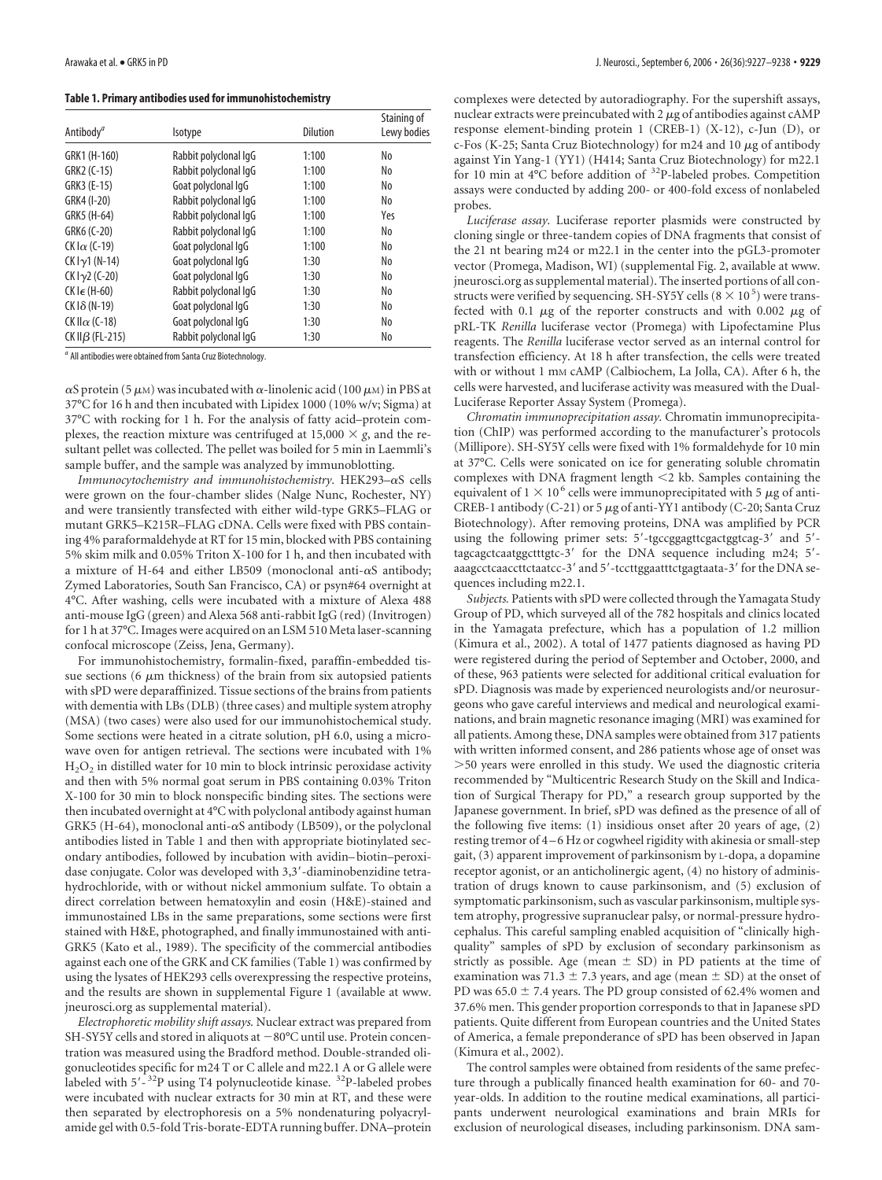**Table 1. Primary antibodies used for immunohistochemistry**

| Antibody[a] | Isotype | Dilution | Staining of Lewy bodies |
|---|---|---|---|
| GRK1 (H-160) | Rabbit polyclonal IgG | 1:100 | No |
| GRK2 (C-15) | Rabbit polyclonal IgG | 1:100 | No |
| GRK3 (E-15) | Goat polyclonal IgG | 1:100 | No |
| GRK4 (I-20) | Rabbit polyclonal IgG | 1:100 | No |
| GRK5 (H-64) | Rabbit polyclonal IgG | 1:100 | Yes |
| GRK6 (C-20) | Rabbit polyclonal IgG | 1:100 | No |
| CK I$\alpha$ (C-19) | Goat polyclonal IgG | 1:100 | No |
| CK I$\gamma$1 (N-14) | Goat polyclonal IgG | 1:30 | No |
| CK I$\gamma$2 (C-20) | Goat polyclonal IgG | 1:30 | No |
| CK I$\epsilon$ (H-60) | Rabbit polyclonal IgG | 1:30 | No |
| CK I$\delta$ (N-19) | Goat polyclonal IgG | 1:30 | No |
| CK II$\alpha$ (C-18) | Goat polyclonal IgG | 1:30 | No |
| CK II$\beta$ (FL-215) | Rabbit polyclonal IgG | 1:30 | No |

[a] All antibodies were obtained from Santa Cruz Biotechnology.

$\alpha$S protein (5 $\mu$M) was incubated with $\alpha$-linolenic acid (100 $\mu$M) in PBS at 37°C for 16 h and then incubated with Lipidex 1000 (10% w/v; Sigma) at 37°C with rocking for 1 h. For the analysis of fatty acid–protein complexes, the reaction mixture was centrifuged at 15,000 × *g*, and the resultant pellet was collected. The pellet was boiled for 5 min in Laemmli's sample buffer, and the sample was analyzed by immunoblotting.

*Immunocytochemistry and immunohistochemistry.* HEK293–$\alpha$S cells were grown on the four-chamber slides (Nalge Nunc, Rochester, NY) and were transiently transfected with either wild-type GRK5–FLAG or mutant GRK5–K215R–FLAG cDNA. Cells were fixed with PBS containing 4% paraformaldehyde at RT for 15 min, blocked with PBS containing 5% skim milk and 0.05% Triton X-100 for 1 h, and then incubated with a mixture of H-64 and either LB509 (monoclonal anti-$\alpha$S antibody; Zymed Laboratories, South San Francisco, CA) or psyn#64 overnight at 4°C. After washing, cells were incubated with a mixture of Alexa 488 anti-mouse IgG (green) and Alexa 568 anti-rabbit IgG (red) (Invitrogen) for 1 h at 37°C. Images were acquired on an LSM 510 Meta laser-scanning confocal microscope (Zeiss, Jena, Germany).

For immunohistochemistry, formalin-fixed, paraffin-embedded tissue sections (6 $\mu$m thickness) of the brain from six autopsied patients with sPD were deparaffinized. Tissue sections of the brains from patients with dementia with LBs (DLB) (three cases) and multiple system atrophy (MSA) (two cases) were also used for our immunohistochemical study. Some sections were heated in a citrate solution, pH 6.0, using a microwave oven for antigen retrieval. The sections were incubated with 1% $H_2O_2$ in distilled water for 10 min to block intrinsic peroxidase activity and then with 5% normal goat serum in PBS containing 0.03% Triton X-100 for 30 min to block nonspecific binding sites. The sections were then incubated overnight at 4°C with polyclonal antibody against human GRK5 (H-64), monoclonal anti-$\alpha$S antibody (LB509), or the polyclonal antibodies listed in Table 1 and then with appropriate biotinylated secondary antibodies, followed by incubation with avidin–biotin–peroxidase conjugate. Color was developed with 3,3′-diaminobenzidine tetrahydrochloride, with or without nickel ammonium sulfate. To obtain a direct correlation between hematoxylin and eosin (H&E)-stained and immunostained LBs in the same preparations, some sections were first stained with H&E, photographed, and finally immunostained with anti-GRK5 (Kato et al., 1989). The specificity of the commercial antibodies against each one of the GRK and CK families (Table 1) was confirmed by using the lysates of HEK293 cells overexpressing the respective proteins, and the results are shown in supplemental Figure 1 (available at www.jneurosci.org as supplemental material).

*Electrophoretic mobility shift assays.* Nuclear extract was prepared from SH-SY5Y cells and stored in aliquots at −80°C until use. Protein concentration was measured using the Bradford method. Double-stranded oligonucleotides specific for m24 T or C allele and m22.1 A or G allele were labeled with 5′-$^{32}$P using T4 polynucleotide kinase. $^{32}$P-labeled probes were incubated with nuclear extracts for 30 min at RT, and these were then separated by electrophoresis on a 5% nondenaturing polyacrylamide gel with 0.5-fold Tris-borate-EDTA running buffer. DNA–protein complexes were detected by autoradiography. For the supershift assays, nuclear extracts were preincubated with 2 $\mu$g of antibodies against cAMP response element-binding protein 1 (CREB-1) (X-12), c-Jun (D), or c-Fos (K-25; Santa Cruz Biotechnology) for m24 and 10 $\mu$g of antibody against Yin Yang-1 (YY1) (H414; Santa Cruz Biotechnology) for m22.1 for 10 min at 4°C before addition of $^{32}$P-labeled probes. Competition assays were conducted by adding 200- or 400-fold excess of nonlabeled probes.

*Luciferase assay.* Luciferase reporter plasmids were constructed by cloning single or three-tandem copies of DNA fragments that consist of the 21 nt bearing m24 or m22.1 in the center into the pGL3-promoter vector (Promega, Madison, WI) (supplemental Fig. 2, available at www.jneurosci.org as supplemental material). The inserted portions of all constructs were verified by sequencing. SH-SY5Y cells ($8 \times 10^5$) were transfected with 0.1 $\mu$g of the reporter constructs and with 0.002 $\mu$g of pRL-TK *Renilla* luciferase vector (Promega) with Lipofectamine Plus reagents. The *Renilla* luciferase vector served as an internal control for transfection efficiency. At 18 h after transfection, the cells were treated with or without 1 mM cAMP (Calbiochem, La Jolla, CA). After 6 h, the cells were harvested, and luciferase activity was measured with the Dual-Luciferase Reporter Assay System (Promega).

*Chromatin immunoprecipitation assay.* Chromatin immunoprecipitation (ChIP) was performed according to the manufacturer's protocols (Millipore). SH-SY5Y cells were fixed with 1% formaldehyde for 10 min at 37°C. Cells were sonicated on ice for generating soluble chromatin complexes with DNA fragment length <2 kb. Samples containing the equivalent of $1 \times 10^6$ cells were immunoprecipitated with 5 $\mu$g of anti-CREB-1 antibody (C-21) or 5 $\mu$g of anti-YY1 antibody (C-20; Santa Cruz Biotechnology). After removing proteins, DNA was amplified by PCR using the following primer sets: 5′-tgccggagttcgactggtcag-3′ and 5′-tagcagctcaatggctttgtc-3′ for the DNA sequence including m24; 5′-aaagcctcaaccttctaatcc-3′ and 5′-tccttggaatttctgagtaata-3′ for the DNA sequences including m22.1.

*Subjects.* Patients with sPD were collected through the Yamagata Study Group of PD, which surveyed all of the 782 hospitals and clinics located in the Yamagata prefecture, which has a population of 1.2 million (Kimura et al., 2002). A total of 1477 patients diagnosed as having PD were registered during the period of September and October, 2000, and of these, 963 patients were selected for additional clinical evaluation for sPD. Diagnosis was made by experienced neurologists and/or neurosurgeons who gave careful interviews and medical and neurological examinations, and brain magnetic resonance imaging (MRI) was examined for all patients. Among these, DNA samples were obtained from 317 patients with written informed consent, and 286 patients whose age of onset was >50 years were enrolled in this study. We used the diagnostic criteria recommended by "Multicentric Research Study on the Skill and Indication of Surgical Therapy for PD," a research group supported by the Japanese government. In brief, sPD was defined as the presence of all of the following five items: (1) insidious onset after 20 years of age, (2) resting tremor of 4–6 Hz or cogwheel rigidity with akinesia or small-step gait, (3) apparent improvement of parkinsonism by L-dopa, a dopamine receptor agonist, or an anticholinergic agent, (4) no history of administration of drugs known to cause parkinsonism, and (5) exclusion of symptomatic parkinsonism, such as vascular parkinsonism, multiple system atrophy, progressive supranuclear palsy, or normal-pressure hydrocephalus. This careful sampling enabled acquisition of "clinically high-quality" samples of sPD by exclusion of secondary parkinsonism as strictly as possible. Age (mean ± SD) in PD patients at the time of examination was 71.3 ± 7.3 years, and age (mean ± SD) at the onset of PD was 65.0 ± 7.4 years. The PD group consisted of 62.4% women and 37.6% men. This gender proportion corresponds to that in Japanese sPD patients. Quite different from European countries and the United States of America, a female preponderance of sPD has been observed in Japan (Kimura et al., 2002).

The control samples were obtained from residents of the same prefecture through a publically financed health examination for 60- and 70-year-olds. In addition to the routine medical examinations, all participants underwent neurological examinations and brain MRIs for exclusion of neurological diseases, including parkinsonism. DNA sam-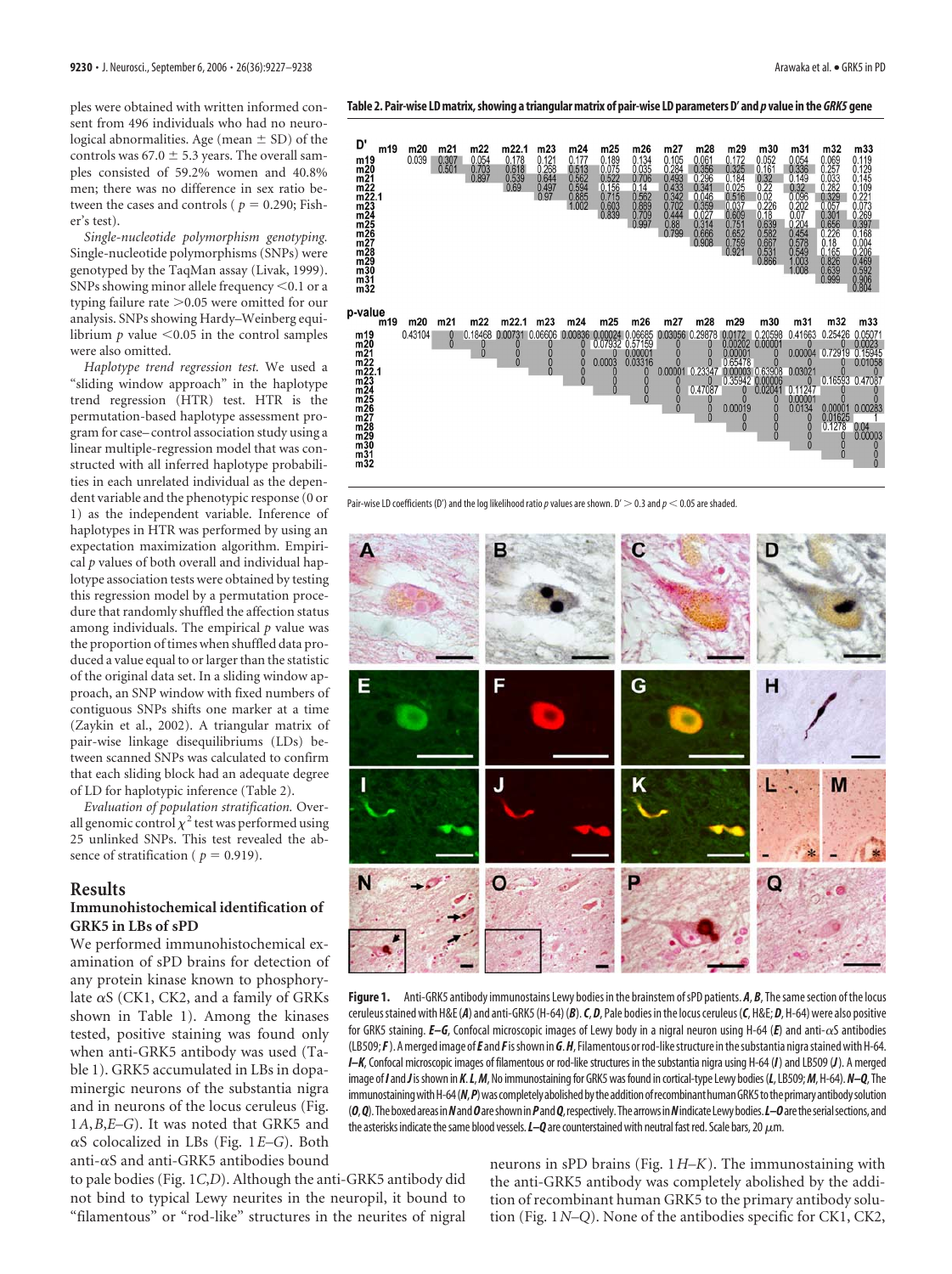ples were obtained with written informed consent from 496 individuals who had no neurological abnormalities. Age (mean ± SD) of the controls was 67.0 ± 5.3 years. The overall samples consisted of 59.2% women and 40.8% men; there was no difference in sex ratio between the cases and controls ( $p = 0.290$; Fisher's test).

*Single-nucleotide polymorphism genotyping.* Single-nucleotide polymorphisms (SNPs) were genotyped by the TaqMan assay (Livak, 1999). SNPs showing minor allele frequency <0.1 or a typing failure rate >0.05 were omitted for our analysis. SNPs showing Hardy–Weinberg equilibrium $p$ value <0.05 in the control samples were also omitted.

*Haplotype trend regression test.* We used a "sliding window approach" in the haplotype trend regression (HTR) test. HTR is the permutation-based haplotype assessment program for case–control association study using a linear multiple-regression model that was constructed with all inferred haplotype probabilities in each unrelated individual as the dependent variable and the phenotypic response (0 or 1) as the independent variable. Inference of haplotypes in HTR was performed by using an expectation maximization algorithm. Empirical $p$ values of both overall and individual haplotype association tests were obtained by testing this regression model by a permutation procedure that randomly shuffled the affection status among individuals. The empirical $p$ value was the proportion of times when shuffled data produced a value equal to or larger than the statistic of the original data set. In a sliding window approach, an SNP window with fixed numbers of contiguous SNPs shifts one marker at a time (Zaykin et al., 2002). A triangular matrix of pair-wise linkage disequilibriums (LDs) between scanned SNPs was calculated to confirm that each sliding block had an adequate degree of LD for haplotypic inference (Table 2).

*Evaluation of population stratification.* Overall genomic control $\chi^2$ test was performed using 25 unlinked SNPs. This test revealed the absence of stratification ( $p = 0.919$).

## Results

### Immunohistochemical identification of GRK5 in LBs of sPD

We performed immunohistochemical examination of sPD brains for detection of any protein kinase known to phosphorylate αS (CK1, CK2, and a family of GRKs shown in Table 1). Among the kinases tested, positive staining was found only when anti-GRK5 antibody was used (Table 1). GRK5 accumulated in LBs in dopaminergic neurons of the substantia nigra and in neurons of the locus ceruleus (Fig. 1*A*,*B*,*E*–*G*). It was noted that GRK5 and αS colocalized in LBs (Fig. 1*E*–*G*). Both anti-αS and anti-GRK5 antibodies bound to pale bodies (Fig. 1*C*,*D*). Although the anti-GRK5 antibody did not bind to typical Lewy neurites in the neuropil, it bound to "filamentous" or "rod-like" structures in the neurites of nigral neurons in sPD brains (Fig. 1*H*–*K*). The immunostaining with the anti-GRK5 antibody was completely abolished by the addition of recombinant human GRK5 to the primary antibody solution (Fig. 1*N*–*Q*). None of the antibodies specific for CK1, CK2,

**Table 2. Pair-wise LD matrix, showing a triangular matrix of pair-wise LD parameters D′ and *p* value in the *GRK5* gene**

D′

| | m19 | m20 | m21 | m22 | m22.1 | m23 | m24 | m25 | m26 | m27 | m28 | m29 | m30 | m31 | m32 | m33 |
|---|---|---|---|---|---|---|---|---|---|---|---|---|---|---|---|---|
| m19 | | 0.039 | 0.307 | 0.054 | 0.178 | 0.121 | 0.177 | 0.189 | 0.134 | 0.105 | 0.061 | 0.172 | 0.052 | 0.054 | 0.069 | 0.119 |
| m20 | | | 0.501 | 0.703 | 0.618 | 0.268 | 0.513 | 0.075 | 0.035 | 0.284 | 0.356 | 0.325 | 0.161 | 0.336 | 0.257 | 0.129 |
| m21 | | | | 0.897 | 0.539 | 0.644 | 0.562 | 0.522 | 0.706 | 0.493 | 0.296 | 0.184 | 0.32 | 0.149 | 0.033 | 0.145 |
| m22 | | | | | 0.69 | 0.497 | 0.594 | 0.156 | 0.14 | 0.433 | 0.341 | 0.025 | 0.22 | 0.32 | 0.282 | 0.109 |
| m22.1 | | | | | | 0.97 | 0.885 | 0.715 | 0.562 | 0.342 | 0.046 | 0.516 | 0.02 | 0.096 | 0.329 | 0.221 |
| m23 | | | | | | | 1.002 | 0.603 | 0.889 | 0.702 | 0.359 | 0.037 | 0.226 | 0.202 | 0.057 | 0.073 |
| m24 | | | | | | | | 0.839 | 0.709 | 0.444 | 0.027 | 0.609 | 0.18 | 0.07 | 0.301 | 0.269 |
| m25 | | | | | | | | | 0.997 | 0.88 | 0.314 | 0.751 | 0.639 | 0.204 | 0.656 | 0.397 |
| m26 | | | | | | | | | | 0.799 | 0.666 | 0.652 | 0.582 | 0.454 | 0.226 | 0.168 |
| m27 | | | | | | | | | | | 0.908 | 0.759 | 0.667 | 0.578 | 0.18 | 0.004 |
| m28 | | | | | | | | | | | | 0.921 | 0.531 | 0.549 | 0.165 | 0.206 |
| m29 | | | | | | | | | | | | | 0.866 | 1.003 | 0.826 | 0.469 |
| m30 | | | | | | | | | | | | | | 1.008 | 0.639 | 0.592 |
| m31 | | | | | | | | | | | | | | | 0.999 | 0.906 |
| m32 | | | | | | | | | | | | | | | | 0.804 |

*p*-value

| | m19 | m20 | m21 | m22 | m22.1 | m23 | m24 | m25 | m26 | m27 | m28 | m29 | m30 | m31 | m32 | m33 |
|---|---|---|---|---|---|---|---|---|---|---|---|---|---|---|---|---|
| m19 | | 0.43104 | 0 | 0.18468 | 0.00731 | 0.06606 | 0.00836 | 0.00024 | 0.06685 | 0.03056 | 0.29878 | 0.0172 | 0.20598 | 0.41663 | 0.25426 | 0.05071 |
| m20 | | | 0 | 0 | 0 | 0 | 0 | 0.07932 | 0.57159 | 0 | 0 | 0.00202 | 0.00001 | 0 | 0 | 0.0023 |
| m21 | | | | 0 | 0 | 0 | 0 | 0 | 0.00001 | 0 | 0 | 0.00001 | 0 | 0.00004 | 0.72919 | 0.15945 |
| m22 | | | | | 0 | 0 | 0 | 0.0003 | 0.03316 | 0 | 0 | 0.65478 | 0 | 0 | 0 | 0.01058 |
| m22.1 | | | | | | 0 | 0 | 0 | 0 | 0.00001 | 0.23347 | 0.00003 | 0.63908 | 0.03021 | 0 | 0 |
| m23 | | | | | | | 0 | 0 | 0 | 0 | 0 | 0.35942 | 0.00006 | 0 | 0.16593 | 0.47087 |
| m24 | | | | | | | | 0 | 0 | 0 | 0.47087 | 0 | 0.02041 | 0.11247 | 0 | 0 |
| m25 | | | | | | | | | 0 | 0 | 0 | 0 | 0 | 0.00001 | 0 | 0 |
| m26 | | | | | | | | | | 0 | 0 | 0.00019 | 0 | 0.0134 | 0.00001 | 0.00283 |
| m27 | | | | | | | | | | | 0 | 0 | 0 | 0 | 0.01625 | 1 |
| m28 | | | | | | | | | | | | 0 | 0 | 0 | 0.1278 | 0.04 |
| m29 | | | | | | | | | | | | | 0 | 0 | 0 | 0.00003 |
| m30 | | | | | | | | | | | | | | 0 | 0 | 0 |
| m31 | | | | | | | | | | | | | | | 0 | 0 |
| m32 | | | | | | | | | | | | | | | | 0 |

Pair-wise LD coefficients (D′) and the log likelihood ratio $p$ values are shown. D′ > 0.3 and $p < 0.05$ are shaded.

**Figure 1.** Anti-GRK5 antibody immunostains Lewy bodies in the brainstem of sPD patients. ***A***, ***B***, The same section of the locus ceruleus stained with H&E (***A***) and anti-GRK5 (H-64) (***B***). ***C***, ***D***, Pale bodies in the locus ceruleus (***C***, H&E; ***D***, H-64) were also positive for GRK5 staining. ***E***–***G***, Confocal microscopic images of Lewy body in a nigral neuron using H-64 (***E***) and anti-αS antibodies (LB509; ***F***). A merged image of ***E*** and ***F*** is shown in ***G***. ***H***, Filamentous or rod-like structure in the substantia nigra stained with H-64. ***I***–***K***, Confocal microscopic images of filamentous or rod-like structures in the substantia nigra using H-64 (***I***) and LB509 (***J***). A merged image of ***I*** and ***J*** is shown in ***K***. ***L***, ***M***, No immunostaining for GRK5 was found in cortical-type Lewy bodies (***L***, LB509; ***M***, H-64). ***N***–***Q***, The immunostaining with H-64 (***N***, ***P***) was completely abolished by the addition of recombinant human GRK5 to the primary antibody solution (***O***, ***Q***). The boxed areas in ***N*** and ***O*** are shown in ***P*** and ***Q***, respectively. The arrows in ***N*** indicate Lewy bodies. ***L***–***O*** are the serial sections, and the asterisks indicate the same blood vessels. ***L***–***Q*** are counterstained with neutral fast red. Scale bars, 20 μm.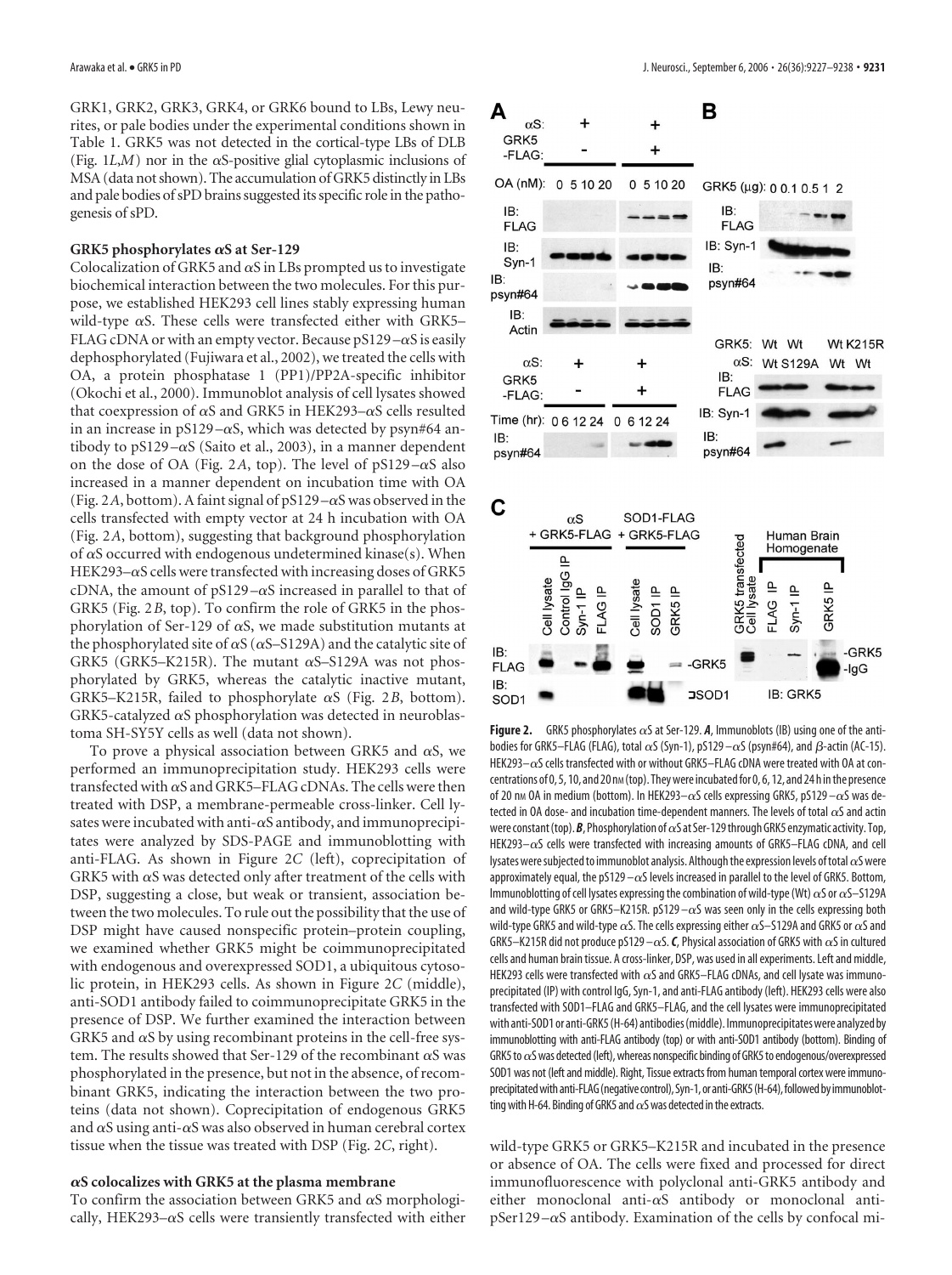GRK1, GRK2, GRK3, GRK4, or GRK6 bound to LBs, Lewy neurites, or pale bodies under the experimental conditions shown in Table 1. GRK5 was not detected in the cortical-type LBs of DLB (Fig. 1*L*,*M*) nor in the αS-positive glial cytoplasmic inclusions of MSA (data not shown). The accumulation of GRK5 distinctly in LBs and pale bodies of sPD brains suggested its specific role in the pathogenesis of sPD.

### GRK5 phosphorylates αS at Ser-129

Colocalization of GRK5 and αS in LBs prompted us to investigate biochemical interaction between the two molecules. For this purpose, we established HEK293 cell lines stably expressing human wild-type αS. These cells were transfected either with GRK5–FLAG cDNA or with an empty vector. Because pS129–αS is easily dephosphorylated (Fujiwara et al., 2002), we treated the cells with OA, a protein phosphatase 1 (PP1)/PP2A-specific inhibitor (Okochi et al., 2000). Immunoblot analysis of cell lysates showed that coexpression of αS and GRK5 in HEK293–αS cells resulted in an increase in pS129–αS, which was detected by psyn#64 antibody to pS129–αS (Saito et al., 2003), in a manner dependent on the dose of OA (Fig. 2*A*, top). The level of pS129–αS also increased in a manner dependent on incubation time with OA (Fig. 2*A*, bottom). A faint signal of pS129–αS was observed in the cells transfected with empty vector at 24 h incubation with OA (Fig. 2*A*, bottom), suggesting that background phosphorylation of αS occurred with endogenous undetermined kinase(s). When HEK293–αS cells were transfected with increasing doses of GRK5 cDNA, the amount of pS129–αS increased in parallel to that of GRK5 (Fig. 2*B*, top). To confirm the role of GRK5 in the phosphorylation of Ser-129 of αS, we made substitution mutants at the phosphorylated site of αS (αS–S129A) and the catalytic site of GRK5 (GRK5–K215R). The mutant αS–S129A was not phosphorylated by GRK5, whereas the catalytic inactive mutant, GRK5–K215R, failed to phosphorylate αS (Fig. 2*B*, bottom). GRK5-catalyzed αS phosphorylation was detected in neuroblastoma SH-SY5Y cells as well (data not shown).

To prove a physical association between GRK5 and αS, we performed an immunoprecipitation study. HEK293 cells were transfected with αS and GRK5–FLAG cDNAs. The cells were then treated with DSP, a membrane-permeable cross-linker. Cell lysates were incubated with anti-αS antibody, and immunoprecipitates were analyzed by SDS-PAGE and immunoblotting with anti-FLAG. As shown in Figure 2*C* (left), coprecipitation of GRK5 with αS was detected only after treatment of the cells with DSP, suggesting a close, but weak or transient, association between the two molecules. To rule out the possibility that the use of DSP might have caused nonspecific protein–protein coupling, we examined whether GRK5 might be coimmunoprecipitated with endogenous and overexpressed SOD1, a ubiquitous cytosolic protein, in HEK293 cells. As shown in Figure 2*C* (middle), anti-SOD1 antibody failed to coimmunoprecipitate GRK5 in the presence of DSP. We further examined the interaction between GRK5 and αS by using recombinant proteins in the cell-free system. The results showed that Ser-129 of the recombinant αS was phosphorylated in the presence, but not in the absence, of recombinant GRK5, indicating the interaction between the two proteins (data not shown). Coprecipitation of endogenous GRK5 and αS using anti-αS was also observed in human cerebral cortex tissue when the tissue was treated with DSP (Fig. 2*C*, right).

### αS colocalizes with GRK5 at the plasma membrane

To confirm the association between GRK5 and αS morphologically, HEK293–αS cells were transiently transfected with either wild-type GRK5 or GRK5–K215R and incubated in the presence or absence of OA. The cells were fixed and processed for direct immunofluorescence with polyclonal anti-GRK5 antibody and either monoclonal anti-αS antibody or monoclonal anti-pSer129–αS antibody. Examination of the cells by confocal mi-

**Figure 2.** GRK5 phosphorylates αS at Ser-129. ***A***, Immunoblots (IB) using one of the antibodies for GRK5–FLAG (FLAG), total αS (Syn-1), pS129–αS (psyn#64), and β-actin (AC-15). HEK293–αS cells transfected with or without GRK5–FLAG cDNA were treated with OA at concentrations of 0, 5, 10, and 20 nM (top). They were incubated for 0, 6, 12, and 24 h in the presence of 20 nM OA in medium (bottom). In HEK293–αS cells expressing GRK5, pS129–αS was detected in OA dose- and incubation time-dependent manners. The levels of total αS and actin were constant (top). ***B***, Phosphorylation of αS at Ser-129 through GRK5 enzymatic activity. Top, HEK293–αS cells were transfected with increasing amounts of GRK5–FLAG cDNA, and cell lysates were subjected to immunoblot analysis. Although the expression levels of total αS were approximately equal, the pS129–αS levels increased in parallel to the level of GRK5. Bottom, Immunoblotting of cell lysates expressing the combination of wild-type (Wt) αS or αS–S129A and wild-type GRK5 or GRK5–K215R. pS129–αS was seen only in the cells expressing both wild-type GRK5 and wild-type αS. The cells expressing either αS–S129A and GRK5 or αS and GRK5–K215R did not produce pS129–αS. ***C***, Physical association of GRK5 with αS in cultured cells and human brain tissue. A cross-linker, DSP, was used in all experiments. Left and middle, HEK293 cells were transfected with αS and GRK5–FLAG cDNAs, and cell lysate was immunoprecipitated (IP) with control IgG, Syn-1, and anti-FLAG antibody (left). HEK293 cells were also transfected with SOD1–FLAG and GRK5–FLAG, and the cell lysates were immunoprecipitated with anti-SOD1 or anti-GRK5 (H-64) antibodies (middle). Immunoprecipitates were analyzed by immunoblotting with anti-FLAG antibody (top) or with anti-SOD1 antibody (bottom). Binding of GRK5 to αS was detected (left), whereas nonspecific binding of GRK5 to endogenous/overexpressed SOD1 was not (left and middle). Right, Tissue extracts from human temporal cortex were immunoprecipitated with anti-FLAG (negative control), Syn-1, or anti-GRK5 (H-64), followed by immunoblotting with H-64. Binding of GRK5 and αS was detected in the extracts.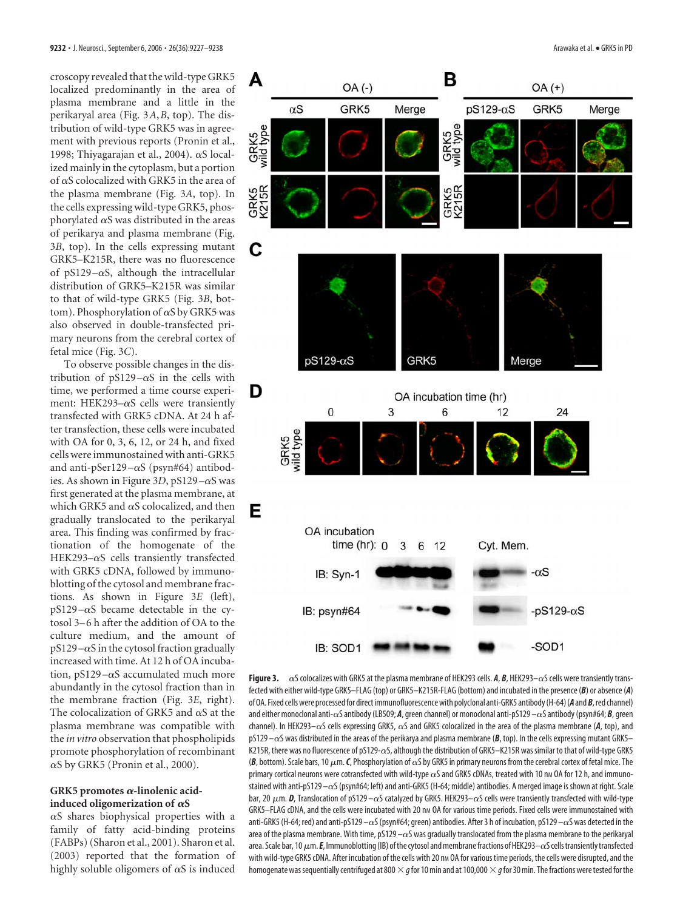croscopy revealed that the wild-type GRK5 localized predominantly in the area of plasma membrane and a little in the perikaryal area (Fig. 3*A*,*B*, top). The distribution of wild-type GRK5 was in agreement with previous reports (Pronin et al., 1998; Thiyagarajan et al., 2004). αS localized mainly in the cytoplasm, but a portion of αS colocalized with GRK5 in the area of the plasma membrane (Fig. 3*A*, top). In the cells expressing wild-type GRK5, phosphorylated αS was distributed in the areas of perikarya and plasma membrane (Fig. 3*B*, top). In the cells expressing mutant GRK5–K215R, there was no fluorescence of pS129–αS, although the intracellular distribution of GRK5–K215R was similar to that of wild-type GRK5 (Fig. 3*B*, bottom). Phosphorylation of αS by GRK5 was also observed in double-transfected primary neurons from the cerebral cortex of fetal mice (Fig. 3*C*).

To observe possible changes in the distribution of pS129–αS in the cells with time, we performed a time course experiment: HEK293–αS cells were transiently transfected with GRK5 cDNA. At 24 h after transfection, these cells were incubated with OA for 0, 3, 6, 12, or 24 h, and fixed cells were immunostained with anti-GRK5 and anti-pSer129–αS (psyn#64) antibodies. As shown in Figure 3*D*, pS129–αS was first generated at the plasma membrane, at which GRK5 and αS colocalized, and then gradually translocated to the perikaryal area. This finding was confirmed by fractionation of the homogenate of the HEK293–αS cells transiently transfected with GRK5 cDNA, followed by immunoblotting of the cytosol and membrane fractions. As shown in Figure 3*E* (left), pS129–αS became detectable in the cytosol 3–6 h after the addition of OA to the culture medium, and the amount of pS129–αS in the cytosol fraction gradually increased with time. At 12 h of OA incubation, pS129–αS accumulated much more abundantly in the cytosol fraction than in the membrane fraction (Fig. 3*E*, right). The colocalization of GRK5 and αS at the plasma membrane was compatible with the *in vitro* observation that phospholipids promote phosphorylation of recombinant αS by GRK5 (Pronin et al., 2000).

### GRK5 promotes α-linolenic acid-induced oligomerization of αS

αS shares biophysical properties with a family of fatty acid-binding proteins (FABPs) (Sharon et al., 2001). Sharon et al. (2003) reported that the formation of highly soluble oligomers of αS is induced

**Figure 3.** αS colocalizes with GRK5 at the plasma membrane of HEK293 cells. ***A***, ***B***, HEK293–αS cells were transiently transfected with either wild-type GRK5–FLAG (top) or GRK5–K215R-FLAG (bottom) and incubated in the presence (***B***) or absence (***A***) of OA. Fixed cells were processed for direct immunofluorescence with polyclonal anti-GRK5 antibody (H-64) (***A*** and ***B***, red channel) and either monoclonal anti-αS antibody (LB509; ***A***, green channel) or monoclonal anti-pS129–αS antibody (psyn#64; ***B***, green channel). In HEK293–αS cells expressing GRK5, αS and GRK5 colocalized in the area of the plasma membrane (***A***, top), and pS129–αS was distributed in the areas of the perikarya and plasma membrane (***B***, top). In the cells expressing mutant GRK5–K215R, there was no fluorescence of pS129–αS, although the distribution of GRK5–K215R was similar to that of wild-type GRK5 (***B***, bottom). Scale bars, 10 μm. ***C***, Phosphorylation of αS by GRK5 in primary neurons from the cerebral cortex of fetal mice. The primary cortical neurons were cotransfected with wild-type αS and GRK5 cDNAs, treated with 10 nM OA for 12 h, and immunostained with anti-pS129–αS (psyn#64; left) and anti-GRK5 (H-64; middle) antibodies. A merged image is shown at right. Scale bar, 20 μm. ***D***, Translocation of pS129–αS catalyzed by GRK5. HEK293–αS cells were transiently transfected with wild-type GRK5–FLAG cDNA, and the cells were incubated with 20 nM OA for various time periods. Fixed cells were immunostained with anti-GRK5 (H-64; red) and anti-pS129–αS (psyn#64; green) antibodies. After 3 h of incubation, pS129–αS was detected in the area of the plasma membrane. With time, pS129–αS was gradually translocated from the plasma membrane to the perikaryal area. Scale bar, 10 μm. ***E***, Immunoblotting (IB) of the cytosol and membrane fractions of HEK293–αS cells transiently transfected with wild-type GRK5 cDNA. After incubation of the cells with 20 nM OA for various time periods, the cells were disrupted, and the homogenate was sequentially centrifuged at 800 × *g* for 10 min and at 100,000 × *g* for 30 min. The fractions were tested for the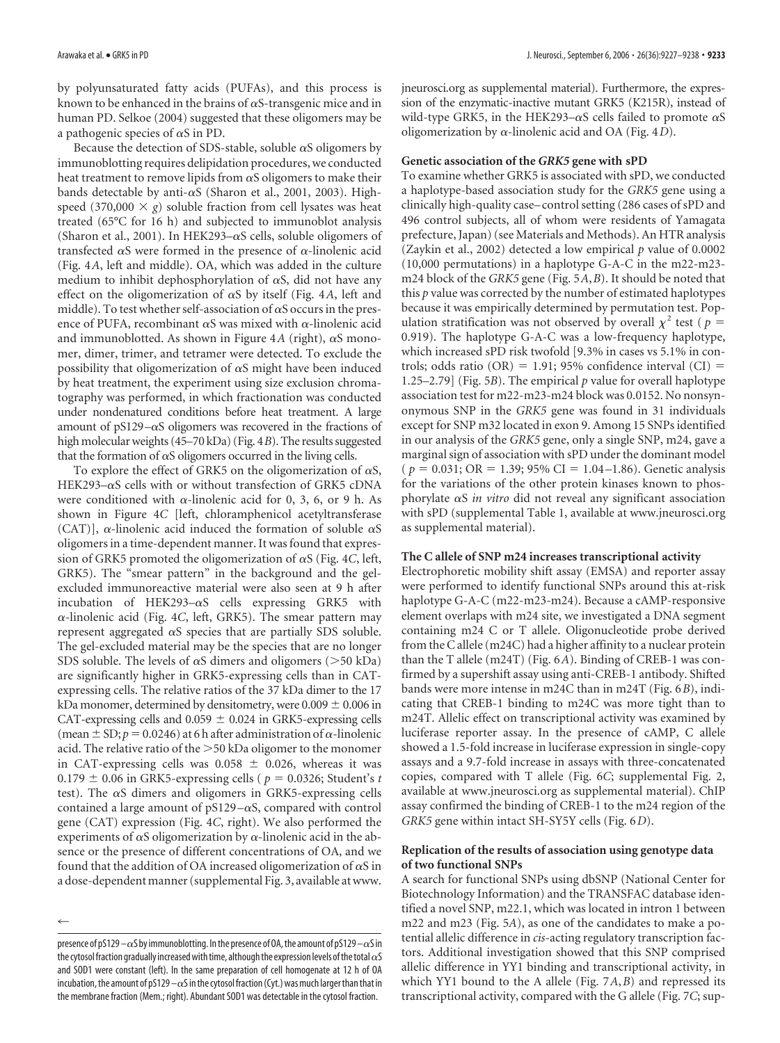by polyunsaturated fatty acids (PUFAs), and this process is known to be enhanced in the brains of αS-transgenic mice and in human PD. Selkoe (2004) suggested that these oligomers may be a pathogenic species of αS in PD.

Because the detection of SDS-stable, soluble αS oligomers by immunoblotting requires delipidation procedures, we conducted heat treatment to remove lipids from αS oligomers to make their bands detectable by anti-αS (Sharon et al., 2001, 2003). High-speed ($370,000 \times g$) soluble fraction from cell lysates was heat treated (65°C for 16 h) and subjected to immunoblot analysis (Sharon et al., 2001). In HEK293–αS cells, soluble oligomers of transfected αS were formed in the presence of α-linolenic acid (Fig. 4*A*, left and middle). OA, which was added in the culture medium to inhibit dephosphorylation of αS, did not have any effect on the oligomerization of αS by itself (Fig. 4*A*, left and middle). To test whether self-association of αS occurs in the presence of PUFA, recombinant αS was mixed with α-linolenic acid and immunoblotted. As shown in Figure 4*A* (right), αS monomer, dimer, trimer, and tetramer were detected. To exclude the possibility that oligomerization of αS might have been induced by heat treatment, the experiment using size exclusion chromatography was performed, in which fractionation was conducted under nondenatured conditions before heat treatment. A large amount of pS129–αS oligomers was recovered in the fractions of high molecular weights (45–70 kDa) (Fig. 4*B*). The results suggested that the formation of αS oligomers occurred in the living cells.

To explore the effect of GRK5 on the oligomerization of αS, HEK293–αS cells with or without transfection of GRK5 cDNA were conditioned with α-linolenic acid for 0, 3, 6, or 9 h. As shown in Figure 4*C* [left, chloramphenicol acetyltransferase (CAT)], α-linolenic acid induced the formation of soluble αS oligomers in a time-dependent manner. It was found that expression of GRK5 promoted the oligomerization of αS (Fig. 4*C*, left, GRK5). The "smear pattern" in the background and the gel-excluded immunoreactive material were also seen at 9 h after incubation of HEK293–αS cells expressing GRK5 with α-linolenic acid (Fig. 4*C*, left, GRK5). The smear pattern may represent aggregated αS species that are partially SDS soluble. The gel-excluded material may be the species that are no longer SDS soluble. The levels of αS dimers and oligomers (>50 kDa) are significantly higher in GRK5-expressing cells than in CAT-expressing cells. The relative ratios of the 37 kDa dimer to the 17 kDa monomer, determined by densitometry, were $0.009 \pm 0.006$ in CAT-expressing cells and $0.059 \pm 0.024$ in GRK5-expressing cells (mean ± SD; $p = 0.0246$) at 6 h after administration of α-linolenic acid. The relative ratio of the >50 kDa oligomer to the monomer in CAT-expressing cells was $0.058 \pm 0.026$, whereas it was $0.179 \pm 0.06$ in GRK5-expressing cells ($p = 0.0326$; Student's *t* test). The αS dimers and oligomers in GRK5-expressing cells contained a large amount of pS129–αS, compared with control gene (CAT) expression (Fig. 4*C*, right). We also performed the experiments of αS oligomerization by α-linolenic acid in the absence or the presence of different concentrations of OA, and we found that the addition of OA increased oligomerization of αS in a dose-dependent manner (supplemental Fig. 3, available at www.jneurosci.org as supplemental material). Furthermore, the expression of the enzymatic-inactive mutant GRK5 (K215R), instead of wild-type GRK5, in the HEK293–αS cells failed to promote αS oligomerization by α-linolenic acid and OA (Fig. 4*D*).

←

presence of pS129–αS by immunoblotting. In the presence of OA, the amount of pS129–αS in the cytosol fraction gradually increased with time, although the expression levels of the total αS and SOD1 were constant (left). In the same preparation of cell homogenate at 12 h of OA incubation, the amount of pS129–αS in the cytosol fraction (Cyt.) was much larger than that in the membrane fraction (Mem.; right). Abundant SOD1 was detectable in the cytosol fraction.

### Genetic association of the *GRK5* gene with sPD

To examine whether GRK5 is associated with sPD, we conducted a haplotype-based association study for the *GRK5* gene using a clinically high-quality case–control setting (286 cases of sPD and 496 control subjects, all of whom were residents of Yamagata prefecture, Japan) (see Materials and Methods). An HTR analysis (Zaykin et al., 2002) detected a low empirical *p* value of 0.0002 (10,000 permutations) in a haplotype G-A-C in the m22-m23-m24 block of the *GRK5* gene (Fig. 5*A*,*B*). It should be noted that this *p* value was corrected by the number of estimated haplotypes because it was empirically determined by permutation test. Population stratification was not observed by overall $\chi^2$ test ($p = 0.919$). The haplotype G-A-C was a low-frequency haplotype, which increased sPD risk twofold [9.3% in cases vs 5.1% in controls; odds ratio (OR) = 1.91; 95% confidence interval (CI) = 1.25–2.79] (Fig. 5*B*). The empirical *p* value for overall haplotype association test for m22-m23-m24 block was 0.0152. No nonsynonymous SNP in the *GRK5* gene was found in 31 individuals except for SNP m32 located in exon 9. Among 15 SNPs identified in our analysis of the *GRK5* gene, only a single SNP, m24, gave a marginal sign of association with sPD under the dominant model ($p = 0.031$; OR = 1.39; 95% CI = 1.04–1.86). Genetic analysis for the variations of the other protein kinases known to phosphorylate αS *in vitro* did not reveal any significant association with sPD (supplemental Table 1, available at www.jneurosci.org as supplemental material).

### The C allele of SNP m24 increases transcriptional activity

Electrophoretic mobility shift assay (EMSA) and reporter assay were performed to identify functional SNPs around this at-risk haplotype G-A-C (m22-m23-m24). Because a cAMP-responsive element overlaps with m24 site, we investigated a DNA segment containing m24 C or T allele. Oligonucleotide probe derived from the C allele (m24C) had a higher affinity to a nuclear protein than the T allele (m24T) (Fig. 6*A*). Binding of CREB-1 was confirmed by a supershift assay using anti-CREB-1 antibody. Shifted bands were more intense in m24C than in m24T (Fig. 6*B*), indicating that CREB-1 binding to m24C was more tight than to m24T. Allelic effect on transcriptional activity was examined by luciferase reporter assay. In the presence of cAMP, C allele showed a 1.5-fold increase in luciferase expression in single-copy assays and a 9.7-fold increase in assays with three-concatenated copies, compared with T allele (Fig. 6*C*; supplemental Fig. 2, available at www.jneurosci.org as supplemental material). ChIP assay confirmed the binding of CREB-1 to the m24 region of the *GRK5* gene within intact SH-SY5Y cells (Fig. 6*D*).

### Replication of the results of association using genotype data of two functional SNPs

A search for functional SNPs using dbSNP (National Center for Biotechnology Information) and the TRANSFAC database identified a novel SNP, m22.1, which was located in intron 1 between m22 and m23 (Fig. 5*A*), as one of the candidates to make a potential allelic difference in *cis*-acting regulatory transcription factors. Additional investigation showed that this SNP comprised allelic difference in YY1 binding and transcriptional activity, in which YY1 bound to the A allele (Fig. 7*A*,*B*) and repressed its transcriptional activity, compared with the G allele (Fig. 7*C*; sup-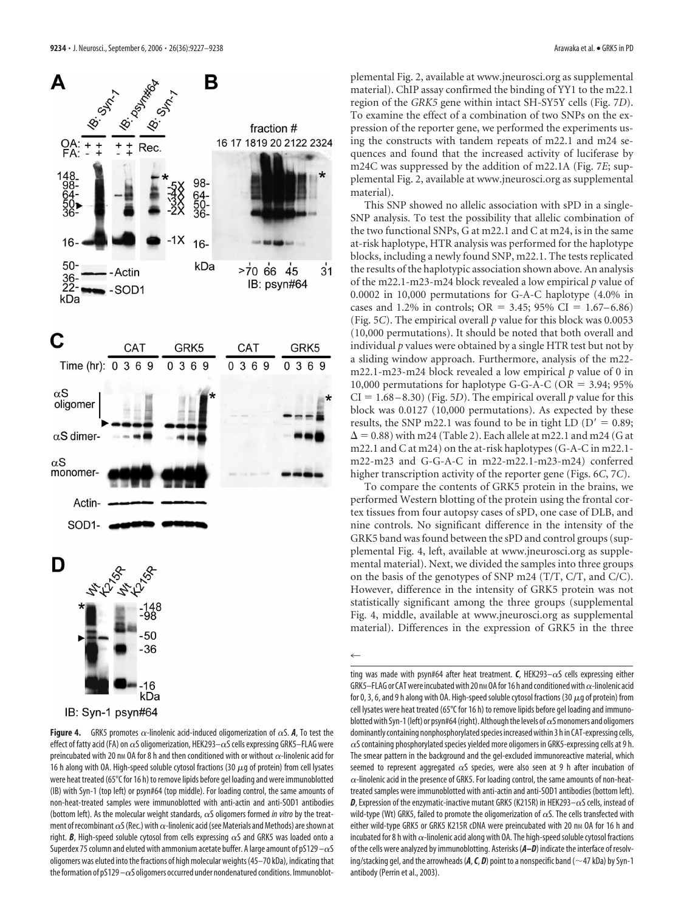plemental Fig. 2, available at www.jneurosci.org as supplemental material). ChIP assay confirmed the binding of YY1 to the m22.1 region of the *GRK5* gene within intact SH-SY5Y cells (Fig. 7*D*). To examine the effect of a combination of two SNPs on the expression of the reporter gene, we performed the experiments using the constructs with tandem repeats of m22.1 and m24 sequences and found that the increased activity of luciferase by m24C was suppressed by the addition of m22.1A (Fig. 7*E*; supplemental Fig. 2, available at www.jneurosci.org as supplemental material).

This SNP showed no allelic association with sPD in a single-SNP analysis. To test the possibility that allelic combination of the two functional SNPs, G at m22.1 and C at m24, is in the same at-risk haplotype, HTR analysis was performed for the haplotype blocks, including a newly found SNP, m22.1. The tests replicated the results of the haplotypic association shown above. An analysis of the m22.1-m23-m24 block revealed a low empirical $p$ value of 0.0002 in 10,000 permutations for G-A-C haplotype (4.0% in cases and 1.2% in controls; OR = 3.45; 95% CI = 1.67–6.86) (Fig. 5*C*). The empirical overall $p$ value for this block was 0.0053 (10,000 permutations). It should be noted that both overall and individual $p$ values were obtained by a single HTR test but not by a sliding window approach. Furthermore, analysis of the m22-m22.1-m23-m24 block revealed a low empirical $p$ value of 0 in 10,000 permutations for haplotype G-G-A-C (OR = 3.94; 95% CI = 1.68–8.30) (Fig. 5*D*). The empirical overall $p$ value for this block was 0.0127 (10,000 permutations). As expected by these results, the SNP m22.1 was found to be in tight LD ($D' = 0.89$; $\Delta = 0.88$) with m24 (Table 2). Each allele at m22.1 and m24 (G at m22.1 and C at m24) on the at-risk haplotypes (G-A-C in m22.1-m22-m23 and G-G-A-C in m22-m22.1-m23-m24) conferred higher transcription activity of the reporter gene (Figs. 6*C*, 7*C*).

To compare the contents of GRK5 protein in the brains, we performed Western blotting of the protein using the frontal cortex tissues from four autopsy cases of sPD, one case of DLB, and nine controls. No significant difference in the intensity of the GRK5 band was found between the sPD and control groups (supplemental Fig. 4, left, available at www.jneurosci.org as supplemental material). Next, we divided the samples into three groups on the basis of the genotypes of SNP m24 (T/T, C/T, and C/C). However, difference in the intensity of GRK5 protein was not statistically significant among the three groups (supplemental Fig. 4, middle, available at www.jneurosci.org as supplemental material). Differences in the expression of GRK5 in the three

**Figure 4.** GRK5 promotes α-linolenic acid-induced oligomerization of αS. ***A***, To test the effect of fatty acid (FA) on αS oligomerization, HEK293–αS cells expressing GRK5–FLAG were preincubated with 20 nM OA for 8 h and then conditioned with or without α-linolenic acid for 16 h along with OA. High-speed soluble cytosol fractions (30 μg of protein) from cell lysates were heat treated (65°C for 16 h) to remove lipids before gel loading and were immunoblotted (IB) with Syn-1 (top left) or psyn#64 (top middle). For loading control, the same amounts of non-heat-treated samples were immunoblotted with anti-actin and anti-SOD1 antibodies (bottom left). As the molecular weight standards, αS oligomers formed *in vitro* by the treatment of recombinant αS (Rec.) with α-linolenic acid (see Materials and Methods) are shown at right. ***B***, High-speed soluble cytosol from cells expressing αS and GRK5 was loaded onto a Superdex 75 column and eluted with ammonium acetate buffer. A large amount of pS129–αS oligomers was eluted into the fractions of high molecular weights (45–70 kDa), indicating that the formation of pS129–αS oligomers occurred under nondenatured conditions. Immunoblotting was made with psyn#64 after heat treatment. ***C***, HEK293–αS cells expressing either GRK5–FLAG or CAT were incubated with 20 nM OA for 16 h and conditioned with α-linolenic acid for 0, 3, 6, and 9 h along with OA. High-speed soluble cytosol fractions (30 μg of protein) from cell lysates were heat treated (65°C for 16 h) to remove lipids before gel loading and immunoblotted with Syn-1 (left) or psyn#64 (right). Although the levels of αS monomers and oligomers dominantly containing nonphosphorylated species increased within 3 h in CAT-expressing cells, αS containing phosphorylated species yielded more oligomers in GRK5-expressing cells at 9 h. The smear pattern in the background and the gel-excluded immunoreactive material, which seemed to represent aggregated αS species, were also seen at 9 h after incubation of α-linolenic acid in the presence of GRK5. For loading control, the same amounts of non-heat-treated samples were immunoblotted with anti-actin and anti-SOD1 antibodies (bottom left). ***D***, Expression of the enzymatic-inactive mutant GRK5 (K215R) in HEK293–αS cells, instead of wild-type (Wt) GRK5, failed to promote the oligomerization of αS. The cells transfected with either wild-type GRK5 or GRK5 K215R cDNA were preincubated with 20 nM OA for 16 h and incubated for 8 h with α-linolenic acid along with OA. The high-speed soluble cytosol fractions of the cells were analyzed by immunoblotting. Asterisks (***A–D***) indicate the interface of resolving/stacking gel, and the arrowheads (***A***, ***C***, ***D***) point to a nonspecific band (~47 kDa) by Syn-1 antibody (Perrin et al., 2003).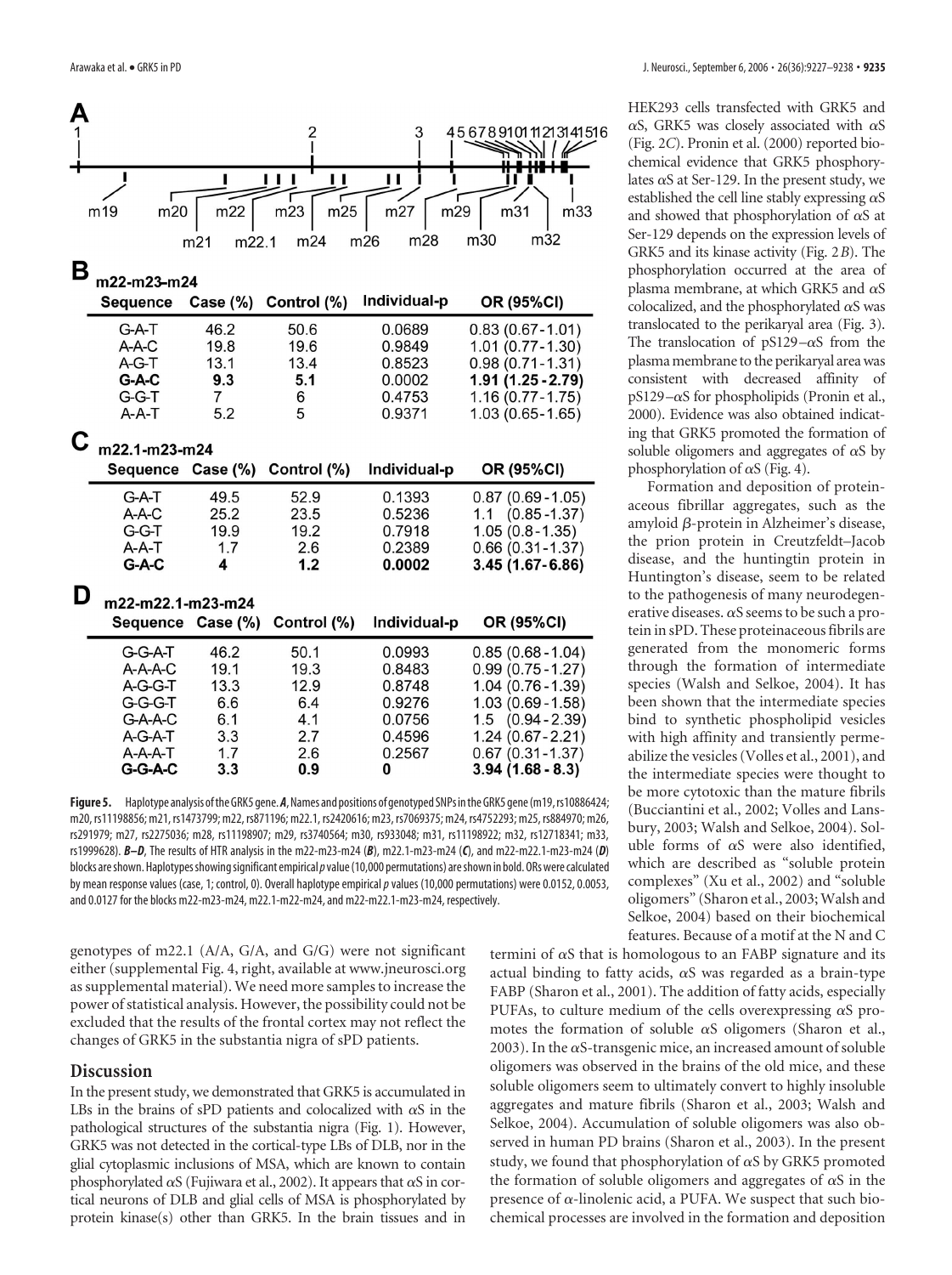**A**

| 1 | 2 | 3 | 4 5 6 7 8 9 10 11 12 13 14 15 16 |
|---|---|---|---|

m19, m20, m21, m22, m22.1, m23, m24, m25, m26, m27, m28, m29, m30, m31, m32, m33

**B** m22-m23-m24

| Sequence | Case (%) | Control (%) | Individual-p | OR (95%CI) |
|---|---|---|---|---|
| G-A-T | 46.2 | 50.6 | 0.0689 | 0.83 (0.67-1.01) |
| A-A-C | 19.8 | 19.6 | 0.9849 | 1.01 (0.77-1.30) |
| A-G-T | 13.1 | 13.4 | 0.8523 | 0.98 (0.71-1.31) |
| **G-A-C** | **9.3** | **5.1** | **0.0002** | **1.91 (1.25-2.79)** |
| G-G-T | 7 | 6 | 0.4753 | 1.16 (0.77-1.75) |
| A-A-T | 5.2 | 5 | 0.9371 | 1.03 (0.65-1.65) |

**C** m22.1-m23-m24

| Sequence | Case (%) | Control (%) | Individual-p | OR (95%CI) |
|---|---|---|---|---|
| G-A-T | 49.5 | 52.9 | 0.1393 | 0.87 (0.69-1.05) |
| A-A-C | 25.2 | 23.5 | 0.5236 | 1.1 (0.85-1.37) |
| G-G-T | 19.9 | 19.2 | 0.7918 | 1.05 (0.8-1.35) |
| A-A-T | 1.7 | 2.6 | 0.2389 | 0.66 (0.31-1.37) |
| **G-A-C** | **4** | **1.2** | **0.0002** | **3.45 (1.67-6.86)** |

**D** m22-m22.1-m23-m24

| Sequence | Case (%) | Control (%) | Individual-p | OR (95%CI) |
|---|---|---|---|---|
| G-G-A-T | 46.2 | 50.1 | 0.0993 | 0.85 (0.68-1.04) |
| A-A-A-C | 19.1 | 19.3 | 0.8483 | 0.99 (0.75-1.27) |
| A-G-G-T | 13.3 | 12.9 | 0.8748 | 1.04 (0.76-1.39) |
| G-G-G-T | 6.6 | 6.4 | 0.9276 | 1.03 (0.69-1.58) |
| G-A-A-C | 6.1 | 4.1 | 0.0756 | 1.5 (0.94-2.39) |
| A-G-A-T | 3.3 | 2.7 | 0.4596 | 1.24 (0.67-2.21) |
| A-A-A-T | 1.7 | 2.6 | 0.2567 | 0.67 (0.31-1.37) |
| **G-G-A-C** | **3.3** | **0.9** | **0** | **3.94 (1.68 - 8.3)** |

**Figure 5.** Haplotype analysis of the GRK5 gene. ***A***, Names and positions of genotyped SNPs in the GRK5 gene (m19, rs10886424; m20, rs11198856; m21, rs1473799; m22, rs871196; m22.1, rs2420616; m23, rs7069375; m24, rs4752293; m25, rs884970; m26, rs291979; m27, rs2275036; m28, rs11198907; m29, rs3740564; m30, rs933048; m31, rs11198922; m32, rs12718341; m33, rs1999628). ***B–D***, The results of HTR analysis in the m22-m23-m24 (***B***), m22.1-m23-m24 (***C***), and m22-m22.1-m23-m24 (***D***) blocks are shown. Haplotypes showing significant empirical *p* value (10,000 permutations) are shown in bold. ORs were calculated by mean response values (case, 1; control, 0). Overall haplotype empirical *p* values (10,000 permutations) were 0.0152, 0.0053, and 0.0127 for the blocks m22-m23-m24, m22.1-m22-m24, and m22-m22.1-m23-m24, respectively.

genotypes of m22.1 (A/A, G/A, and G/G) were not significant either (supplemental Fig. 4, right, available at www.jneurosci.org as supplemental material). We need more samples to increase the power of statistical analysis. However, the possibility could not be excluded that the results of the frontal cortex may not reflect the changes of GRK5 in the substantia nigra of sPD patients.

## Discussion

In the present study, we demonstrated that GRK5 is accumulated in LBs in the brains of sPD patients and colocalized with αS in the pathological structures of the substantia nigra (Fig. 1). However, GRK5 was not detected in the cortical-type LBs of DLB, nor in the glial cytoplasmic inclusions of MSA, which are known to contain phosphorylated αS (Fujiwara et al., 2002). It appears that αS in cortical neurons of DLB and glial cells of MSA is phosphorylated by protein kinase(s) other than GRK5. In the brain tissues and in HEK293 cells transfected with GRK5 and αS, GRK5 was closely associated with αS (Fig. 2*C*). Pronin et al. (2000) reported biochemical evidence that GRK5 phosphorylates αS at Ser-129. In the present study, we established the cell line stably expressing αS and showed that phosphorylation of αS at Ser-129 depends on the expression levels of GRK5 and its kinase activity (Fig. 2*B*). The phosphorylation occurred at the area of plasma membrane, at which GRK5 and αS colocalized, and the phosphorylated αS was translocated to the perikaryal area (Fig. 3). The translocation of pS129–αS from the plasma membrane to the perikaryal area was consistent with decreased affinity of pS129–αS for phospholipids (Pronin et al., 2000). Evidence was also obtained indicating that GRK5 promoted the formation of soluble oligomers and aggregates of αS by phosphorylation of αS (Fig. 4).

Formation and deposition of proteinaceous fibrillar aggregates, such as the amyloid β-protein in Alzheimer's disease, the prion protein in Creutzfeldt–Jacob disease, and the huntingtin protein in Huntington's disease, seem to be related to the pathogenesis of many neurodegenerative diseases. αS seems to be such a protein in sPD. These proteinaceous fibrils are generated from the monomeric forms through the formation of intermediate species (Walsh and Selkoe, 2004). It has been shown that the intermediate species bind to synthetic phospholipid vesicles with high affinity and transiently permeabilize the vesicles (Volles et al., 2001), and the intermediate species were thought to be more cytotoxic than the mature fibrils (Bucciantini et al., 2002; Volles and Lansbury, 2003; Walsh and Selkoe, 2004). Soluble forms of αS were also identified, which are described as "soluble protein complexes" (Xu et al., 2002) and "soluble oligomers" (Sharon et al., 2003; Walsh and Selkoe, 2004) based on their biochemical features. Because of a motif at the N and C termini of αS that is homologous to an FABP signature and its actual binding to fatty acids, αS was regarded as a brain-type FABP (Sharon et al., 2001). The addition of fatty acids, especially PUFAs, to culture medium of the cells overexpressing αS promotes the formation of soluble αS oligomers (Sharon et al., 2003). In the αS-transgenic mice, an increased amount of soluble oligomers was observed in the brains of the old mice, and these soluble oligomers seem to ultimately convert to highly insoluble aggregates and mature fibrils (Sharon et al., 2003; Walsh and Selkoe, 2004). Accumulation of soluble oligomers was also observed in human PD brains (Sharon et al., 2003). In the present study, we found that phosphorylation of αS by GRK5 promoted the formation of soluble oligomers and aggregates of αS in the presence of α-linolenic acid, a PUFA. We suspect that such biochemical processes are involved in the formation and deposition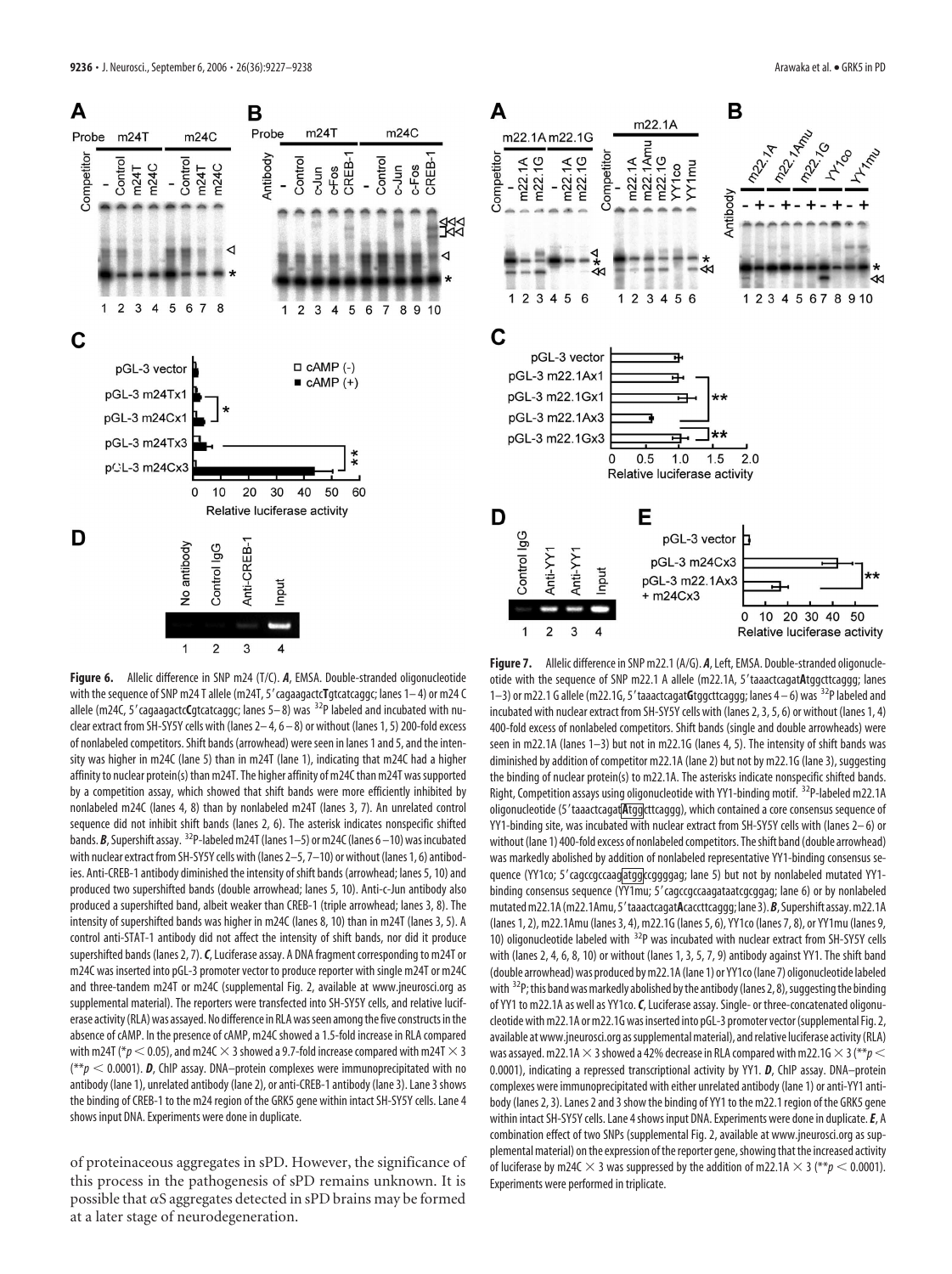**Figure 6.** Allelic difference in SNP m24 (T/C). ***A***, EMSA. Double-stranded oligonucleotide with the sequence of SNP m24 T allele (m24T, 5′cagaagatc**T**gtcatcaggc; lanes 1–4) or m24 C allele (m24C, 5′cagaagactc**C**gtcatcaggc; lanes 5–8) was $^{32}$P labeled and incubated with nuclear extract from SH-SY5Y cells with (lanes 2–4, 6–8) or without (lanes 1, 5) 200-fold excess of nonlabeled competitors. Shift bands (arrowhead) were seen in lanes 1 and 5, and the intensity was higher in m24C (lane 5) than in m24T (lane 1), indicating that m24C had a higher affinity to nuclear protein(s) than m24T. The higher affinity of m24C than m24T was supported by a competition assay, which showed that shift bands were more efficiently inhibited by nonlabeled m24C (lanes 4, 8) than by nonlabeled m24T (lanes 3, 7). An unrelated control sequence did not inhibit shift bands (lanes 2, 6). The asterisk indicates nonspecific shifted bands. ***B***, Supershift assay. $^{32}$P-labeled m24T (lanes 1–5) or m24C (lanes 6–10) was incubated with nuclear extract from SH-SY5Y cells with (lanes 2–5, 7–10) or without (lanes 1, 6) antibodies. Anti-CREB-1 antibody diminished the intensity of shift bands (arrowhead; lanes 5, 10) and produced two supershifted bands (double arrowhead; lanes 5, 10). Anti-c-Jun antibody also produced a supershifted band, albeit weaker than CREB-1 (triple arrowhead; lanes 3, 8). The intensity of supershifted bands was higher in m24C (lanes 8, 10) than in m24T (lanes 3, 5). A control anti-STAT-1 antibody did not affect the intensity of shift bands, nor did it produce supershifted bands (lanes 2, 7). ***C***, Luciferase assay. A DNA fragment corresponding to m24T or m24C was inserted into pGL-3 promoter vector to produce reporter with single m24T or m24C and three-tandem m24T or m24C (supplemental Fig. 2, available at www.jneurosci.org as supplemental material). The reporters were transfected into SH-SY5Y cells, and relative luciferase activity (RLA) was assayed. No difference in RLA was seen among the five constructs in the absence of cAMP. In the presence of cAMP, m24C showed a 1.5-fold increase in RLA compared with m24T (*$p < 0.05$), and m24C × 3 showed a 9.7-fold increase compared with m24T × 3 (**$p < 0.0001$). ***D***, ChIP assay. DNA–protein complexes were immunoprecipitated with no antibody (lane 1), unrelated antibody (lane 2), or anti-CREB-1 antibody (lane 3). Lane 3 shows the binding of CREB-1 to the m24 region of the GRK5 gene within intact SH-SY5Y cells. Lane 4 shows input DNA. Experiments were done in duplicate.

of proteinaceous aggregates in sPD. However, the significance of this process in the pathogenesis of sPD remains unknown. It is possible that αS aggregates detected in sPD brains may be formed at a later stage of neurodegeneration.

**Figure 7.** Allelic difference in SNP m22.1 (A/G). ***A***, Left, EMSA. Double-stranded oligonucleotide with the sequence of SNP m22.1 A allele (m22.1A, 5′taaactcagat**A**tggcttcaggg; lanes 1–3) or m22.1 G allele (m22.1G, 5′taaactcagat**G**tggcttcaggg; lanes 4–6) was $^{32}$P labeled and incubated with nuclear extract from SH-SY5Y cells with (lanes 2, 3, 5, 6) or without (lanes 1, 4) 400-fold excess of nonlabeled competitors. Shift bands (single and double arrowheads) were seen in m22.1A (lanes 1–3) but not in m22.1G (lanes 4, 5). The intensity of shift bands was diminished by addition of competitor m22.1A (lane 2) but not by m22.1G (lane 3), suggesting the binding of nuclear protein(s) to m22.1A. The asterisks indicate nonspecific shifted bands. Right, Competition assays using oligonucleotide with YY1-binding motif. $^{32}$P-labeled m22.1A oligonucleotide (5′taaactcagat[Atgg]cttcaggg), which contained a core consensus sequence of YY1-binding site, was incubated with nuclear extract from SH-SY5Y cells with (lanes 2–6) or without (lane 1) 400-fold excess of nonlabeled competitors. The shift band (double arrowhead) was markedly abolished by addition of nonlabeled representative YY1-binding consensus sequence (YY1co; 5′cagccgccaag[atgg]ccggggag; lane 5) but not by nonlabeled mutated YY1-binding consensus sequence (YY1mu; 5′cagccgccaagataatcgcggag; lane 6) or by nonlabeled mutated m22.1A (m22.1Amu, 5′taaactcagat**A**caccttcaggg; lane 3). ***B***, Supershift assay. m22.1A (lanes 1, 2), m22.1Amu (lanes 3, 4), m22.1G (lanes 5, 6), YY1co (lanes 7, 8), or YY1mu (lanes 9, 10) oligonucleotide labeled with $^{32}$P was incubated with nuclear extract from SH-SY5Y cells with (lanes 2, 4, 6, 8, 10) or without (lanes 1, 3, 5, 7, 9) antibody against YY1. The shift band (double arrowhead) was produced by m22.1A (lane 1) or YY1co (lane 7) oligonucleotide labeled with $^{32}$P; this band was markedly abolished by the antibody (lanes 2, 8), suggesting the binding of YY1 to m22.1A as well as YY1co. ***C***, Luciferase assay. Single- or three-concatenated oligonucleotide with m22.1A or m22.1G was inserted into pGL-3 promoter vector (supplemental Fig. 2, available at www.jneurosci.org as supplemental material), and relative luciferase activity (RLA) was assayed. m22.1A × 3 showed a 42% decrease in RLA compared with m22.1G × 3 (**$p < 0.0001$), indicating a repressed transcriptional activity by YY1. ***D***, ChIP assay. DNA–protein complexes were immunoprecipitated with either unrelated antibody (lane 1) or anti-YY1 antibody (lanes 2, 3). Lanes 2 and 3 show the binding of YY1 to the m22.1 region of the GRK5 gene within intact SH-SY5Y cells. Lane 4 shows input DNA. Experiments were done in duplicate. ***E***, A combination effect of two SNPs (supplemental Fig. 2, available at www.jneurosci.org as supplemental material) on the expression of the reporter gene, showing that the increased activity of luciferase by m24C × 3 was suppressed by the addition of m22.1A × 3 (**$p < 0.0001$). Experiments were performed in triplicate.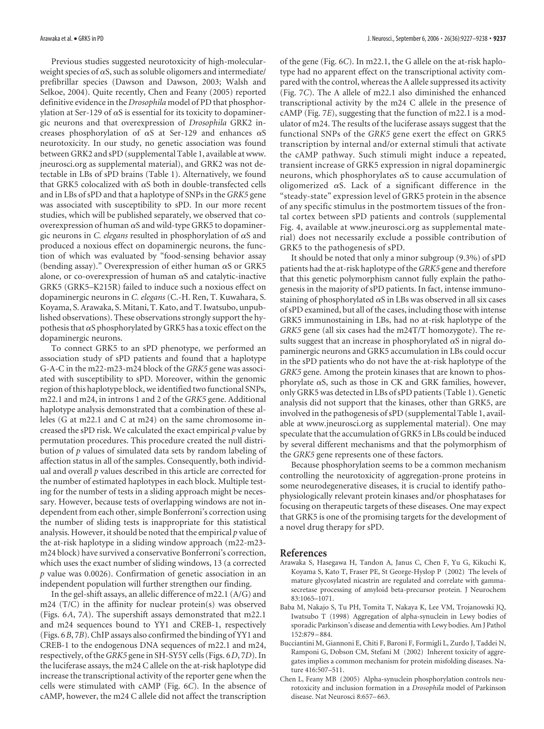Previous studies suggested neurotoxicity of high-molecular-weight species of αS, such as soluble oligomers and intermediate/prefibrillar species (Dawson and Dawson, 2003; Walsh and Selkoe, 2004). Quite recently, Chen and Feany (2005) reported definitive evidence in the *Drosophila* model of PD that phosphorylation at Ser-129 of αS is essential for its toxicity to dopaminergic neurons and that overexpression of *Drosophila* GRK2 increases phosphorylation of αS at Ser-129 and enhances αS neurotoxicity. In our study, no genetic association was found between GRK2 and sPD (supplemental Table 1, available at www.jneurosci.org as supplemental material), and GRK2 was not detectable in LBs of sPD brains (Table 1). Alternatively, we found that GRK5 colocalized with αS both in double-transfected cells and in LBs of sPD and that a haplotype of SNPs in the *GRK5* gene was associated with susceptibility to sPD. In our more recent studies, which will be published separately, we observed that co-overexpression of human αS and wild-type GRK5 to dopaminergic neurons in *C. elegans* resulted in phosphorylation of αS and produced a noxious effect on dopaminergic neurons, the function of which was evaluated by "food-sensing behavior assay (bending assay)." Overexpression of either human αS or GRK5 alone, or co-overexpression of human αS and catalytic-inactive GRK5 (GRK5–K215R) failed to induce such a noxious effect on dopaminergic neurons in *C. elegans* (C.-H. Ren, T. Kuwahara, S. Koyama, S. Arawaka, S. Mitani, T. Kato, and T. Iwatsubo, unpublished observations). These observations strongly support the hypothesis that αS phosphorylated by GRK5 has a toxic effect on the dopaminergic neurons.

To connect GRK5 to an sPD phenotype, we performed an association study of sPD patients and found that a haplotype G-A-C in the m22-m23-m24 block of the *GRK5* gene was associated with susceptibility to sPD. Moreover, within the genomic region of this haplotype block, we identified two functional SNPs, m22.1 and m24, in introns 1 and 2 of the *GRK5* gene. Additional haplotype analysis demonstrated that a combination of these alleles (G at m22.1 and C at m24) on the same chromosome increased the sPD risk. We calculated the exact empirical *p* value by permutation procedures. This procedure created the null distribution of *p* values of simulated data sets by random labeling of affection status in all of the samples. Consequently, both individual and overall *p* values described in this article are corrected for the number of estimated haplotypes in each block. Multiple testing for the number of tests in a sliding approach might be necessary. However, because tests of overlapping windows are not independent from each other, simple Bonferroni's correction using the number of sliding tests is inappropriate for this statistical analysis. However, it should be noted that the empirical *p* value of the at-risk haplotype in a sliding window approach (m22-m23-m24 block) have survived a conservative Bonferroni's correction, which uses the exact number of sliding windows, 13 (a corrected *p* value was 0.0026). Confirmation of genetic association in an independent population will further strengthen our finding.

In the gel-shift assays, an allelic difference of m22.1 (A/G) and m24 (T/C) in the affinity for nuclear protein(s) was observed (Figs. 6*A*, 7*A*). The supershift assays demonstrated that m22.1 and m24 sequences bound to YY1 and CREB-1, respectively (Figs. 6*B*, 7*B*). ChIP assays also confirmed the binding of YY1 and CREB-1 to the endogenous DNA sequences of m22.1 and m24, respectively, of the *GRK5* gene in SH-SY5Y cells (Figs. 6*D*, 7*D*). In the luciferase assays, the m24 C allele on the at-risk haplotype did increase the transcriptional activity of the reporter gene when the cells were stimulated with cAMP (Fig. 6*C*). In the absence of cAMP, however, the m24 C allele did not affect the transcription of the gene (Fig. 6*C*). In m22.1, the G allele on the at-risk haplotype had no apparent effect on the transcriptional activity compared with the control, whereas the A allele suppressed its activity (Fig. 7*C*). The A allele of m22.1 also diminished the enhanced transcriptional activity by the m24 C allele in the presence of cAMP (Fig. 7*E*), suggesting that the function of m22.1 is a modulator of m24. The results of the luciferase assays suggest that the functional SNPs of the *GRK5* gene exert the effect on GRK5 transcription by internal and/or external stimuli that activate the cAMP pathway. Such stimuli might induce a repeated, transient increase of GRK5 expression in nigral dopaminergic neurons, which phosphorylates αS to cause accumulation of oligomerized αS. Lack of a significant difference in the "steady-state" expression level of GRK5 protein in the absence of any specific stimulus in the postmortem tissues of the frontal cortex between sPD patients and controls (supplemental Fig. 4, available at www.jneurosci.org as supplemental material) does not necessarily exclude a possible contribution of GRK5 to the pathogenesis of sPD.

It should be noted that only a minor subgroup (9.3%) of sPD patients had the at-risk haplotype of the *GRK5* gene and therefore that this genetic polymorphism cannot fully explain the pathogenesis in the majority of sPD patients. In fact, intense immunostaining of phosphorylated αS in LBs was observed in all six cases of sPD examined, but all of the cases, including those with intense GRK5 immunostaining in LBs, had no at-risk haplotype of the *GRK5* gene (all six cases had the m24T/T homozygote). The results suggest that an increase in phosphorylated αS in nigral dopaminergic neurons and GRK5 accumulation in LBs could occur in the sPD patients who do not have the at-risk haplotype of the *GRK5* gene. Among the protein kinases that are known to phosphorylate αS, such as those in CK and GRK families, however, only GRK5 was detected in LBs of sPD patients (Table 1). Genetic analysis did not support that the kinases, other than GRK5, are involved in the pathogenesis of sPD (supplemental Table 1, available at www.jneurosci.org as supplemental material). One may speculate that the accumulation of GRK5 in LBs could be induced by several different mechanisms and that the polymorphism of the *GRK5* gene represents one of these factors.

Because phosphorylation seems to be a common mechanism controlling the neurotoxicity of aggregation-prone proteins in some neurodegenerative diseases, it is crucial to identify pathophysiologically relevant protein kinases and/or phosphatases for focusing on therapeutic targets of these diseases. One may expect that GRK5 is one of the promising targets for the development of a novel drug therapy for sPD.

## References

Arawaka S, Hasegawa H, Tandon A, Janus C, Chen F, Yu G, Kikuchi K, Koyama S, Kato T, Fraser PE, St George-Hyslop P (2002) The levels of mature glycosylated nicastrin are regulated and correlate with gamma-secretase processing of amyloid beta-precursor protein. J Neurochem 83:1065–1071.

Baba M, Nakajo S, Tu PH, Tomita T, Nakaya K, Lee VM, Trojanowski JQ, Iwatsubo T (1998) Aggregation of alpha-synuclein in Lewy bodies of sporadic Parkinson's disease and dementia with Lewy bodies. Am J Pathol 152:879–884.

Bucciantini M, Giannoni E, Chiti F, Baroni F, Formigli L, Zurdo J, Taddei N, Ramponi G, Dobson CM, Stefani M (2002) Inherent toxicity of aggregates implies a common mechanism for protein misfolding diseases. Nature 416:507–511.

Chen L, Feany MB (2005) Alpha-synuclein phosphorylation controls neurotoxicity and inclusion formation in a *Drosophila* model of Parkinson disease. Nat Neurosci 8:657–663.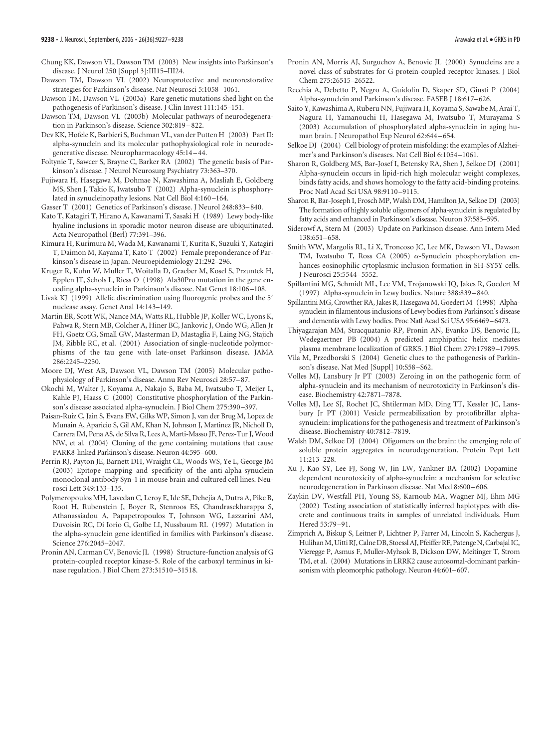Chung KK, Dawson VL, Dawson TM (2003) New insights into Parkinson's disease. J Neurol 250 [Suppl 3]:III15–III24.

Dawson TM, Dawson VL (2002) Neuroprotective and neurorestorative strategies for Parkinson's disease. Nat Neurosci 5:1058–1061.

Dawson TM, Dawson VL (2003a) Rare genetic mutations shed light on the pathogenesis of Parkinson's disease. J Clin Invest 111:145–151.

Dawson TM, Dawson VL (2003b) Molecular pathways of neurodegeneration in Parkinson's disease. Science 302:819–822.

Dev KK, Hofele K, Barbieri S, Buchman VL, van der Putten H (2003) Part II: alpha-synuclein and its molecular pathophysiological role in neurodegenerative disease. Neuropharmacology 45:14–44.

Foltynie T, Sawcer S, Brayne C, Barker RA (2002) The genetic basis of Parkinson's disease. J Neurol Neurosurg Psychiatry 73:363–370.

Fujiwara H, Hasegawa M, Dohmae N, Kawashima A, Masliah E, Goldberg MS, Shen J, Takio K, Iwatsubo T (2002) Alpha-synuclein is phosphorylated in synucleinopathy lesions. Nat Cell Biol 4:160–164.

Gasser T (2001) Genetics of Parkinson's disease. J Neurol 248:833–840.

Kato T, Katagiri T, Hirano A, Kawanami T, Sasaki H (1989) Lewy body-like hyaline inclusions in sporadic motor neuron disease are ubiquitinated. Acta Neuropathol (Berl) 77:391–396.

Kimura H, Kurimura M, Wada M, Kawanami T, Kurita K, Suzuki Y, Katagiri T, Daimon M, Kayama T, Kato T (2002) Female preponderance of Parkinson's disease in Japan. Neuroepidemiology 21:292–296.

Kruger R, Kuhn W, Muller T, Woitalla D, Graeber M, Kosel S, Przuntek H, Epplen JT, Schols L, Riess O (1998) Ala30Pro mutation in the gene encoding alpha-synuclein in Parkinson's disease. Nat Genet 18:106–108.

Livak KJ (1999) Allelic discrimination using fluorogenic probes and the 5′ nuclease assay. Genet Anal 14:143–149.

Martin ER, Scott WK, Nance MA, Watts RL, Hubble JP, Koller WC, Lyons K, Pahwa R, Stern MB, Colcher A, Hiner BC, Jankovic J, Ondo WG, Allen Jr FH, Goetz CG, Small GW, Masterman D, Mastaglia F, Laing NG, Stajich JM, Ribble RC, et al. (2001) Association of single-nucleotide polymorphisms of the tau gene with late-onset Parkinson disease. JAMA 286:2245–2250.

Moore DJ, West AB, Dawson VL, Dawson TM (2005) Molecular pathophysiology of Parkinson's disease. Annu Rev Neurosci 28:57–87.

Okochi M, Walter J, Koyama A, Nakajo S, Baba M, Iwatsubo T, Meijer L, Kahle PJ, Haass C (2000) Constitutive phosphorylation of the Parkinson's disease associated alpha-synuclein. J Biol Chem 275:390–397.

Paisan-Ruiz C, Jain S, Evans EW, Gilks WP, Simon J, van der Brug M, Lopez de Munain A, Aparicio S, Gil AM, Khan N, Johnson J, Martinez JR, Nicholl D, Carrera IM, Pena AS, de Silva R, Lees A, Marti-Masso JF, Perez-Tur J, Wood NW, et al. (2004) Cloning of the gene containing mutations that cause PARK8-linked Parkinson's disease. Neuron 44:595–600.

Perrin RJ, Payton JE, Barnett DH, Wraight CL, Woods WS, Ye L, George JM (2003) Epitope mapping and specificity of the anti-alpha-synuclein monoclonal antibody Syn-1 in mouse brain and cultured cell lines. Neurosci Lett 349:133–135.

Polymeropoulos MH, Lavedan C, Leroy E, Ide SE, Dehejia A, Dutra A, Pike B, Root H, Rubenstein J, Boyer R, Stenroos ES, Chandrasekharappa S, Athanassiadou A, Papapetropoulos T, Johnson WG, Lazzarini AM, Duvoisin RC, Di Iorio G, Golbe LI, Nussbaum RL (1997) Mutation in the alpha-synuclein gene identified in families with Parkinson's disease. Science 276:2045–2047.

Pronin AN, Carman CV, Benovic JL (1998) Structure-function analysis of G protein-coupled receptor kinase-5. Role of the carboxyl terminus in kinase regulation. J Biol Chem 273:31510–31518.

Pronin AN, Morris AJ, Surguchov A, Benovic JL (2000) Synucleins are a novel class of substrates for G protein-coupled receptor kinases. J Biol Chem 275:26515–26522.

Recchia A, Debetto P, Negro A, Guidolin D, Skaper SD, Giusti P (2004) Alpha-synuclein and Parkinson's disease. FASEB J 18:617–626.

Saito Y, Kawashima A, Ruberu NN, Fujiwara H, Koyama S, Sawabe M, Arai T, Nagura H, Yamanouchi H, Hasegawa M, Iwatsubo T, Murayama S (2003) Accumulation of phosphorylated alpha-synuclein in aging human brain. J Neuropathol Exp Neurol 62:644–654.

Selkoe DJ (2004) Cell biology of protein misfolding: the examples of Alzheimer's and Parkinson's diseases. Nat Cell Biol 6:1054–1061.

Sharon R, Goldberg MS, Bar-Josef I, Betensky RA, Shen J, Selkoe DJ (2001) Alpha-synuclein occurs in lipid-rich high molecular weight complexes, binds fatty acids, and shows homology to the fatty acid-binding proteins. Proc Natl Acad Sci USA 98:9110–9115.

Sharon R, Bar-Joseph I, Frosch MP, Walsh DM, Hamilton JA, Selkoe DJ (2003) The formation of highly soluble oligomers of alpha-synuclein is regulated by fatty acids and enhanced in Parkinson's disease. Neuron 37:583–595.

Siderowf A, Stern M (2003) Update on Parkinson disease. Ann Intern Med 138:651–658.

Smith WW, Margolis RL, Li X, Troncoso JC, Lee MK, Dawson VL, Dawson TM, Iwatsubo T, Ross CA (2005) α-Synuclein phosphorylation enhances eosinophilic cytoplasmic inclusion formation in SH-SY5Y cells. J Neurosci 25:5544–5552.

Spillantini MG, Schmidt ML, Lee VM, Trojanowski JQ, Jakes R, Goedert M (1997) Alpha-synuclein in Lewy bodies. Nature 388:839–840.

Spillantini MG, Crowther RA, Jakes R, Hasegawa M, Goedert M (1998) Alpha-synuclein in filamentous inclusions of Lewy bodies from Parkinson's disease and dementia with Lewy bodies. Proc Natl Acad Sci USA 95:6469–6473.

Thiyagarajan MM, Stracquatanio RP, Pronin AN, Evanko DS, Benovic JL, Wedegaertner PB (2004) A predicted amphipathic helix mediates plasma membrane localization of GRK5. J Biol Chem 279:17989–17995.

Vila M, Przedborski S (2004) Genetic clues to the pathogenesis of Parkinson's disease. Nat Med [Suppl] 10:S58–S62.

Volles MJ, Lansbury Jr PT (2003) Zeroing in on the pathogenic form of alpha-synuclein and its mechanism of neurotoxicity in Parkinson's disease. Biochemistry 42:7871–7878.

Volles MJ, Lee SJ, Rochet JC, Shtilerman MD, Ding TT, Kessler JC, Lansbury Jr PT (2001) Vesicle permeabilization by protofibrillar alpha-synuclein: implications for the pathogenesis and treatment of Parkinson's disease. Biochemistry 40:7812–7819.

Walsh DM, Selkoe DJ (2004) Oligomers on the brain: the emerging role of soluble protein aggregates in neurodegeneration. Protein Pept Lett 11:213–228.

Xu J, Kao SY, Lee FJ, Song W, Jin LW, Yankner BA (2002) Dopamine-dependent neurotoxicity of alpha-synuclein: a mechanism for selective neurodegeneration in Parkinson disease. Nat Med 8:600–606.

Zaykin DV, Westfall PH, Young SS, Karnoub MA, Wagner MJ, Ehm MG (2002) Testing association of statistically inferred haplotypes with discrete and continuous traits in samples of unrelated individuals. Hum Hered 53:79–91.

Zimprich A, Biskup S, Leitner P, Lichtner P, Farrer M, Lincoln S, Kachergus J, Hulihan M, Uitti RJ, Calne DB, Stoessl AJ, Pfeiffer RF, Patenge N, Carbajal IC, Vieregge P, Asmus F, Muller-Myhsok B, Dickson DW, Meitinger T, Strom TM, et al. (2004) Mutations in LRRK2 cause autosomal-dominant parkinsonism with pleomorphic pathology. Neuron 44:601–607.